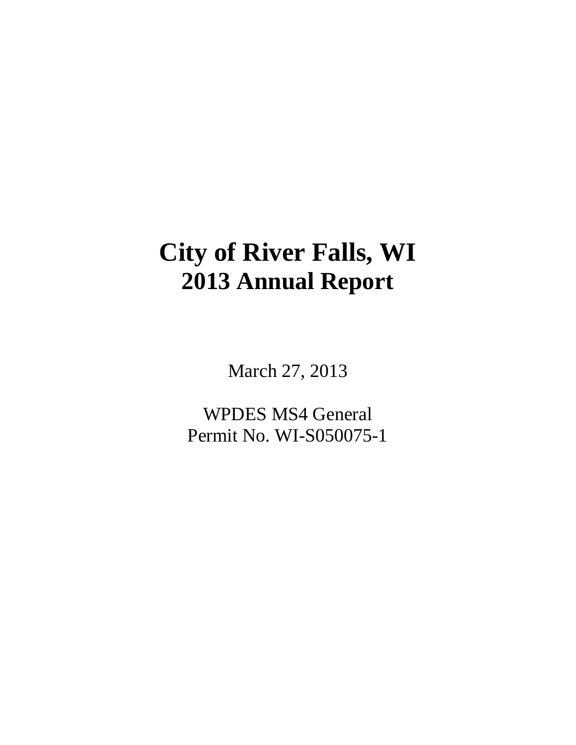# City of River Falls, WI
## 2013 Annual Report

March 27, 2013

WPDES MS4 General
Permit No. WI-S050075-1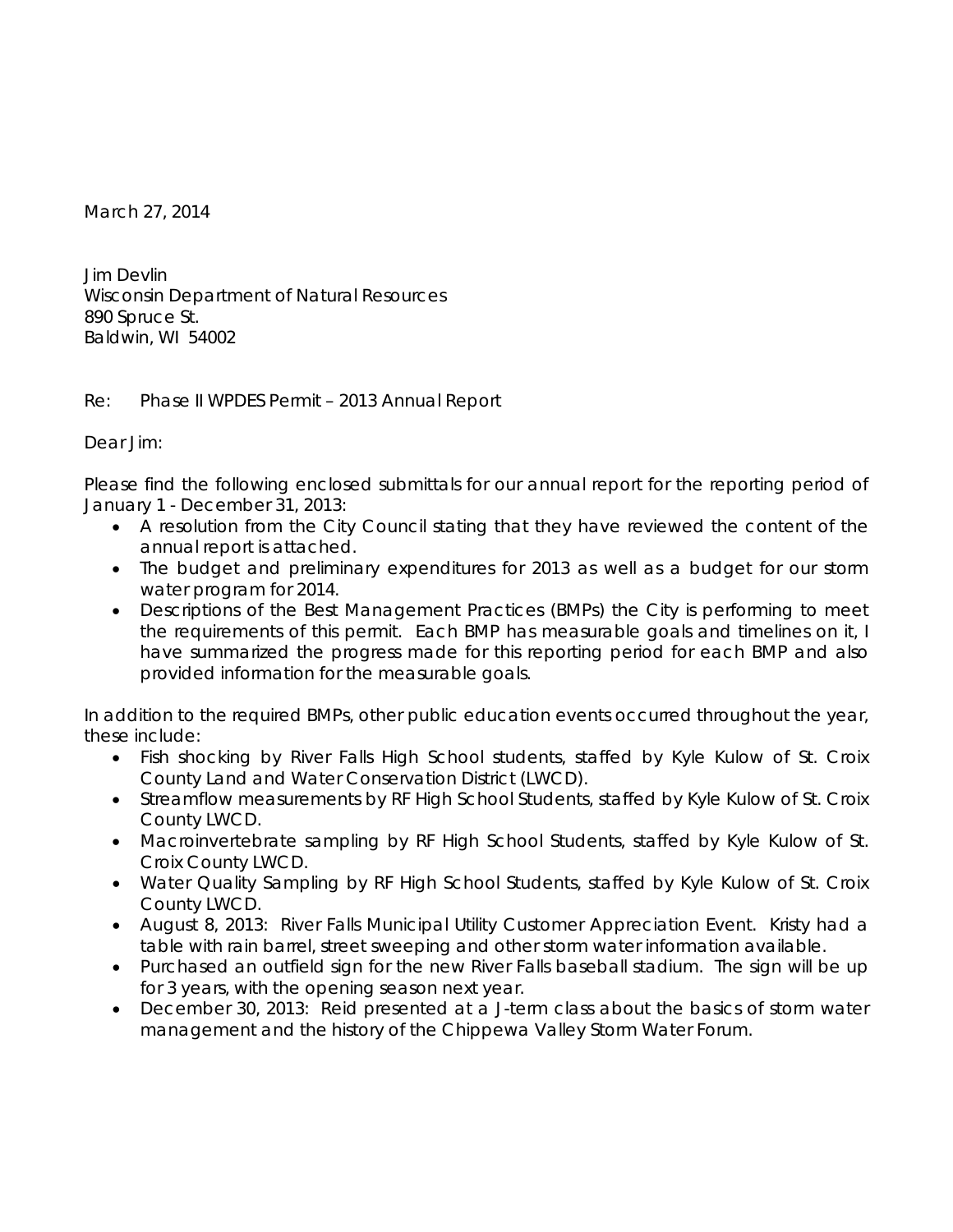March 27, 2014

Jim Devlin
Wisconsin Department of Natural Resources
890 Spruce St.
Baldwin, WI 54002

Re: Phase II WPDES Permit – 2013 Annual Report

Dear Jim:

Please find the following enclosed submittals for our annual report for the reporting period of January 1 - December 31, 2013:

- A resolution from the City Council stating that they have reviewed the content of the annual report is attached.
- The budget and preliminary expenditures for 2013 as well as a budget for our storm water program for 2014.
- Descriptions of the Best Management Practices (BMPs) the City is performing to meet the requirements of this permit. Each BMP has measurable goals and timelines on it, I have summarized the progress made for this reporting period for each BMP and also provided information for the measurable goals.

In addition to the required BMPs, other public education events occurred throughout the year, these include:

- Fish shocking by River Falls High School students, staffed by Kyle Kulow of St. Croix County Land and Water Conservation District (LWCD).
- Streamflow measurements by RF High School Students, staffed by Kyle Kulow of St. Croix County LWCD.
- Macroinvertebrate sampling by RF High School Students, staffed by Kyle Kulow of St. Croix County LWCD.
- Water Quality Sampling by RF High School Students, staffed by Kyle Kulow of St. Croix County LWCD.
- August 8, 2013: River Falls Municipal Utility Customer Appreciation Event. Kristy had a table with rain barrel, street sweeping and other storm water information available.
- Purchased an outfield sign for the new River Falls baseball stadium. The sign will be up for 3 years, with the opening season next year.
- December 30, 2013: Reid presented at a J-term class about the basics of storm water management and the history of the Chippewa Valley Storm Water Forum.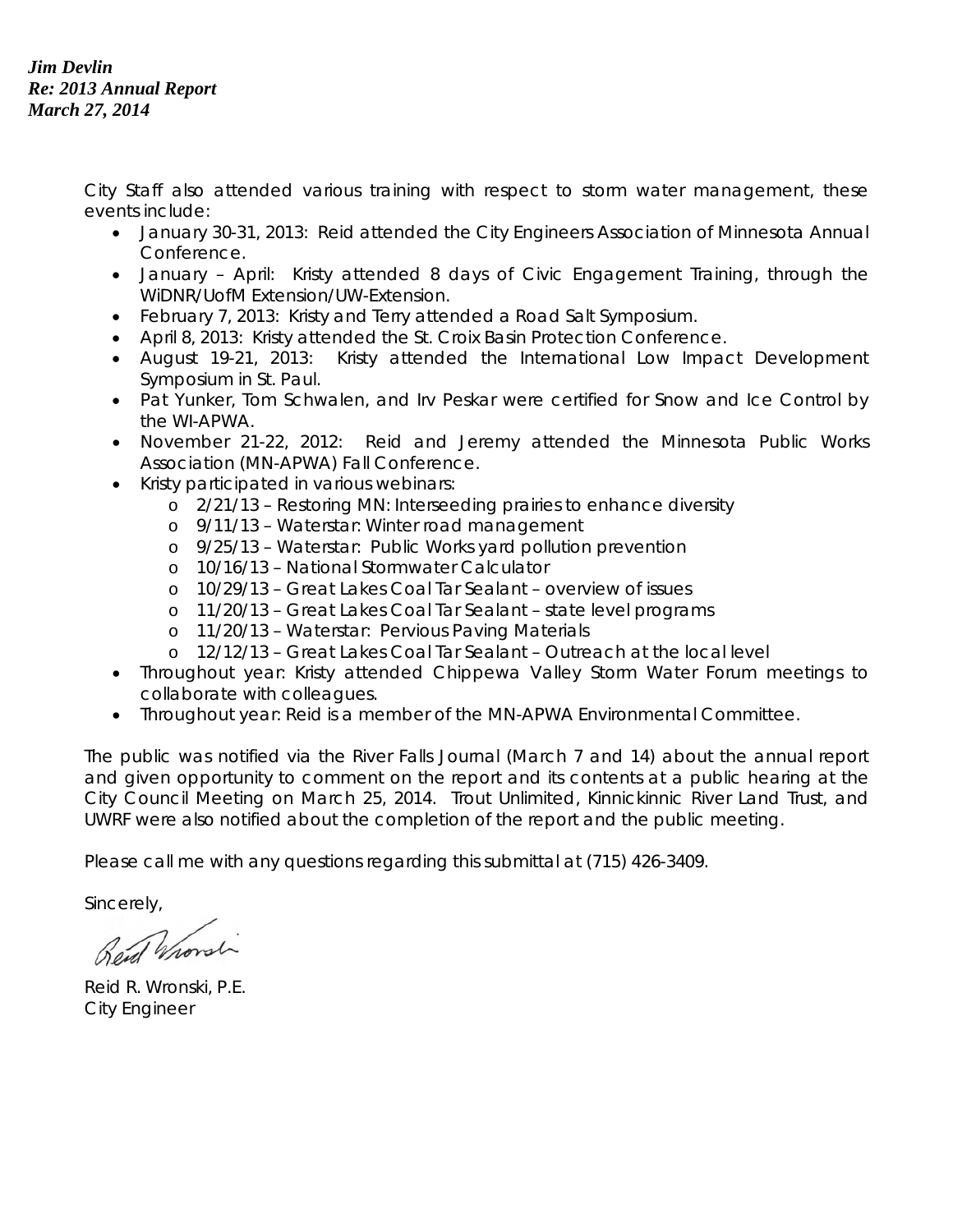City Staff also attended various training with respect to storm water management, these events include:

- January 30-31, 2013: Reid attended the City Engineers Association of Minnesota Annual Conference.
- January – April: Kristy attended 8 days of Civic Engagement Training, through the WiDNR/UofM Extension/UW-Extension.
- February 7, 2013: Kristy and Terry attended a Road Salt Symposium.
- April 8, 2013: Kristy attended the St. Croix Basin Protection Conference.
- August 19-21, 2013: Kristy attended the International Low Impact Development Symposium in St. Paul.
- Pat Yunker, Tom Schwalen, and Irv Peskar were certified for Snow and Ice Control by the WI-APWA.
- November 21-22, 2012: Reid and Jeremy attended the Minnesota Public Works Association (MN-APWA) Fall Conference.
- Kristy participated in various webinars:
  - 2/21/13 – Restoring MN: Interseeding prairies to enhance diversity
  - 9/11/13 – Waterstar: Winter road management
  - 9/25/13 – Waterstar: Public Works yard pollution prevention
  - 10/16/13 – National Stormwater Calculator
  - 10/29/13 – Great Lakes Coal Tar Sealant – overview of issues
  - 11/20/13 – Great Lakes Coal Tar Sealant – state level programs
  - 11/20/13 – Waterstar: Pervious Paving Materials
  - 12/12/13 – Great Lakes Coal Tar Sealant – Outreach at the local level
- Throughout year: Kristy attended Chippewa Valley Storm Water Forum meetings to collaborate with colleagues.
- Throughout year: Reid is a member of the MN-APWA Environmental Committee.

The public was notified via the River Falls Journal (March 7 and 14) about the annual report and given opportunity to comment on the report and its contents at a public hearing at the City Council Meeting on March 25, 2014. Trout Unlimited, Kinnickinnic River Land Trust, and UWRF were also notified about the completion of the report and the public meeting.

Please call me with any questions regarding this submittal at (715) 426-3409.

Sincerely,

Reid R. Wronski, P.E.
City Engineer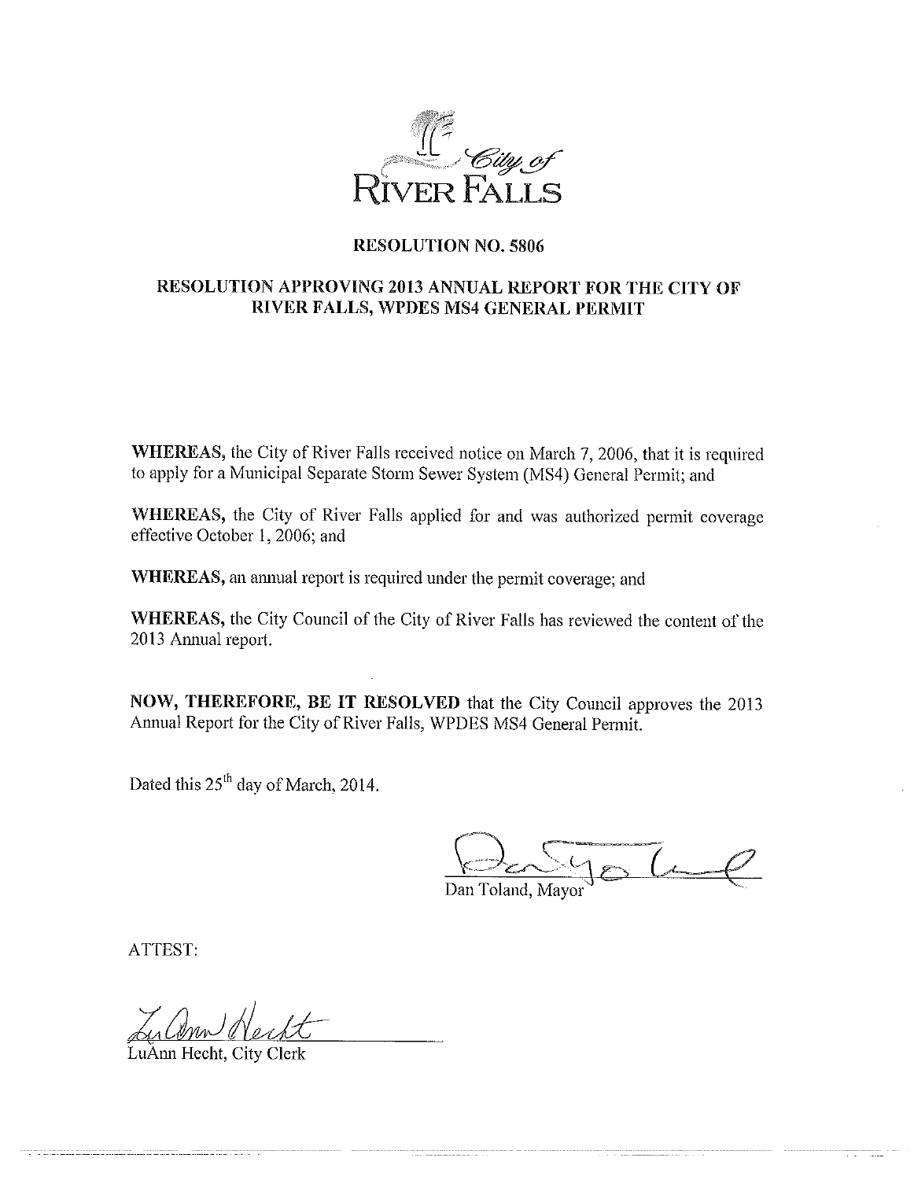City of
RIVER FALLS

# RESOLUTION NO. 5806

## RESOLUTION APPROVING 2013 ANNUAL REPORT FOR THE CITY OF RIVER FALLS, WPDES MS4 GENERAL PERMIT

**WHEREAS,** the City of River Falls received notice on March 7, 2006, that it is required to apply for a Municipal Separate Storm Sewer System (MS4) General Permit; and

**WHEREAS,** the City of River Falls applied for and was authorized permit coverage effective October 1, 2006; and

**WHEREAS,** an annual report is required under the permit coverage; and

**WHEREAS,** the City Council of the City of River Falls has reviewed the content of the 2013 Annual report.

**NOW, THEREFORE, BE IT RESOLVED** that the City Council approves the 2013 Annual Report for the City of River Falls, WPDES MS4 General Permit.

Dated this 25th day of March, 2014.

Dan Toland, Mayor

ATTEST:

LuAnn Hecht, City Clerk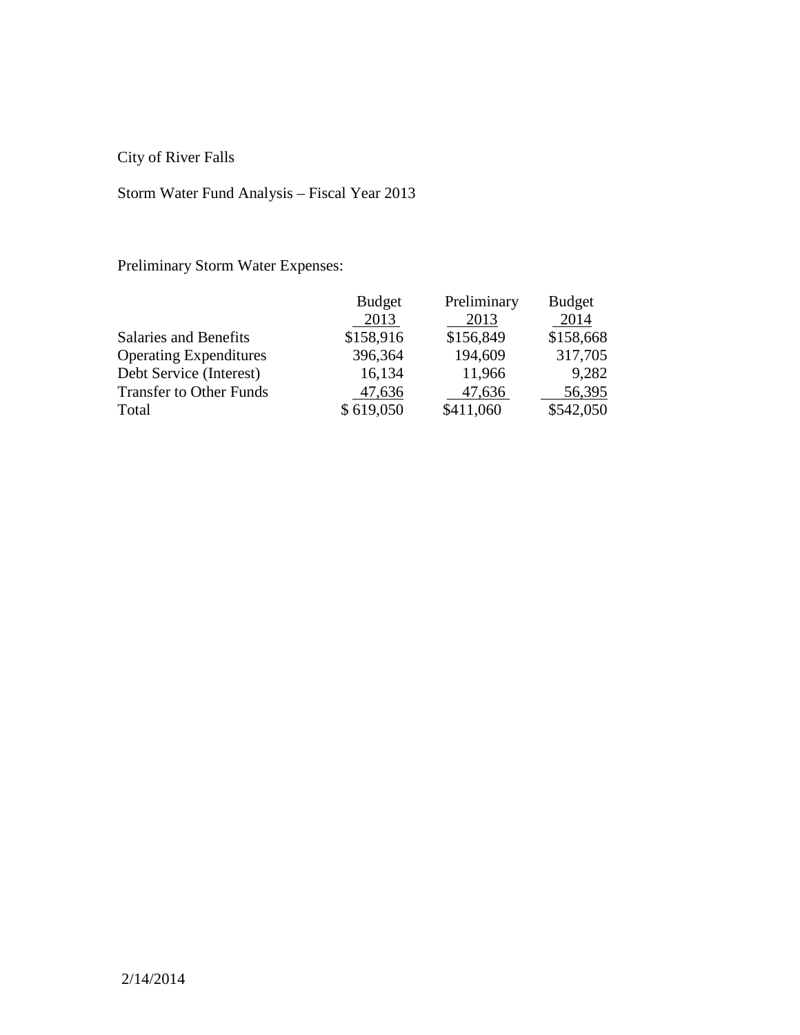City of River Falls

Storm Water Fund Analysis – Fiscal Year 2013

Preliminary Storm Water Expenses:

| | Budget 2013 | Preliminary 2013 | Budget 2014 |
|---|---|---|---|
| Salaries and Benefits | $158,916 | $156,849 | $158,668 |
| Operating Expenditures | 396,364 | 194,609 | 317,705 |
| Debt Service (Interest) | 16,134 | 11,966 | 9,282 |
| Transfer to Other Funds | 47,636 | 47,636 | 56,395 |
| Total | $ 619,050 | $411,060 | $542,050 |

2/14/2014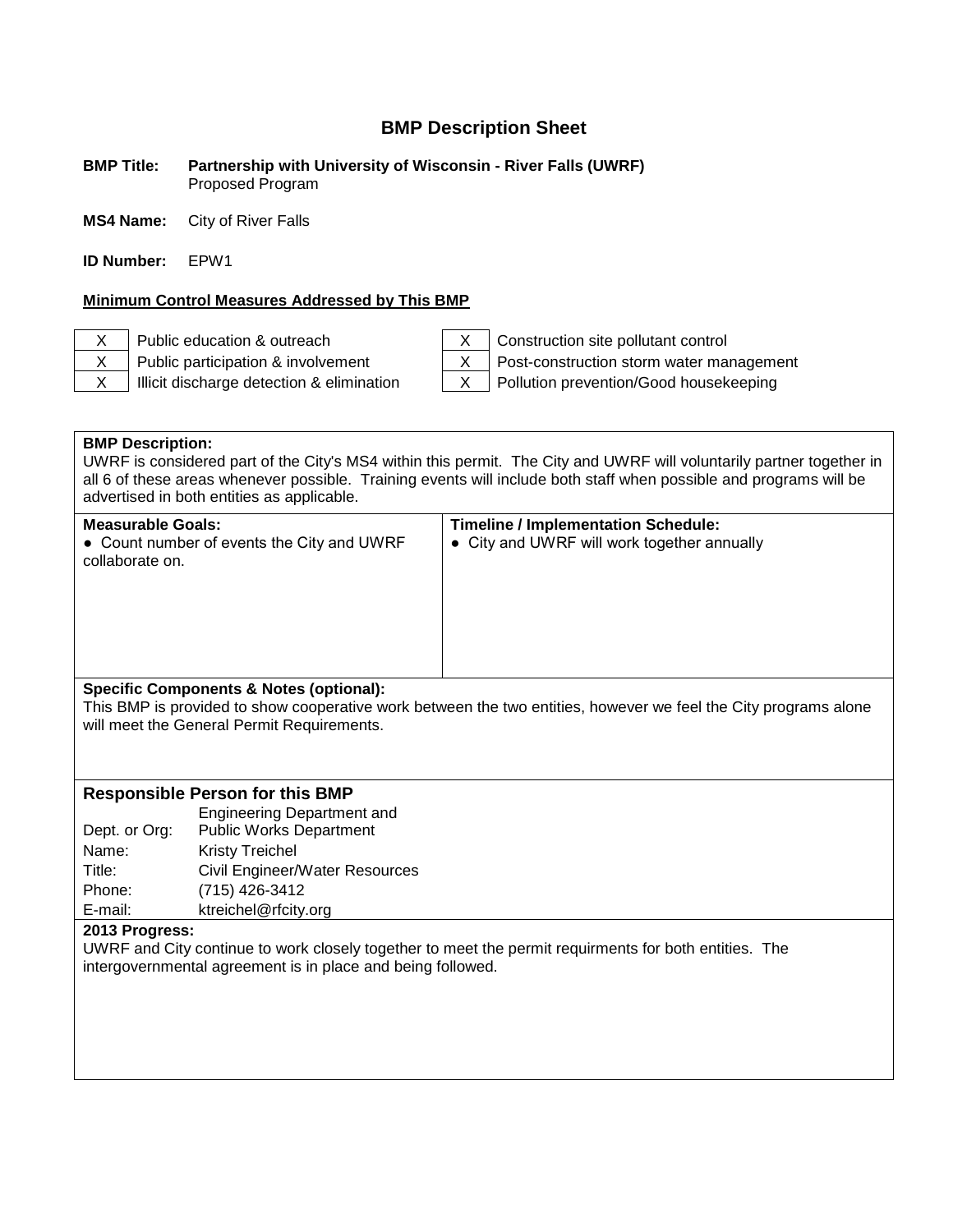# BMP Description Sheet

**BMP Title:** **Partnership with University of Wisconsin - River Falls (UWRF)**
Proposed Program

**MS4 Name:** City of River Falls

**ID Number:** EPW1

**Minimum Control Measures Addressed by This BMP**

| | | | |
|---|---|---|---|
| X | Public education & outreach | X | Construction site pollutant control |
| X | Public participation & involvement | X | Post-construction storm water management |
| X | Illicit discharge detection & elimination | X | Pollution prevention/Good housekeeping |

**BMP Description:**
UWRF is considered part of the City's MS4 within this permit. The City and UWRF will voluntarily partner together in all 6 of these areas whenever possible. Training events will include both staff when possible and programs will be advertised in both entities as applicable.

| **Measurable Goals:** | **Timeline / Implementation Schedule:** |
|---|---|
| ● Count number of events the City and UWRF collaborate on. | ● City and UWRF will work together annually |

**Specific Components & Notes (optional):**
This BMP is provided to show cooperative work between the two entities, however we feel the City programs alone will meet the General Permit Requirements.

**Responsible Person for this BMP**

| | |
|---|---|
| Dept. or Org: | Engineering Department and Public Works Department |
| Name: | Kristy Treichel |
| Title: | Civil Engineer/Water Resources |
| Phone: | (715) 426-3412 |
| E-mail: | ktreichel@rfcity.org |

**2013 Progress:**
UWRF and City continue to work closely together to meet the permit requirments for both entities. The intergovernmental agreement is in place and being followed.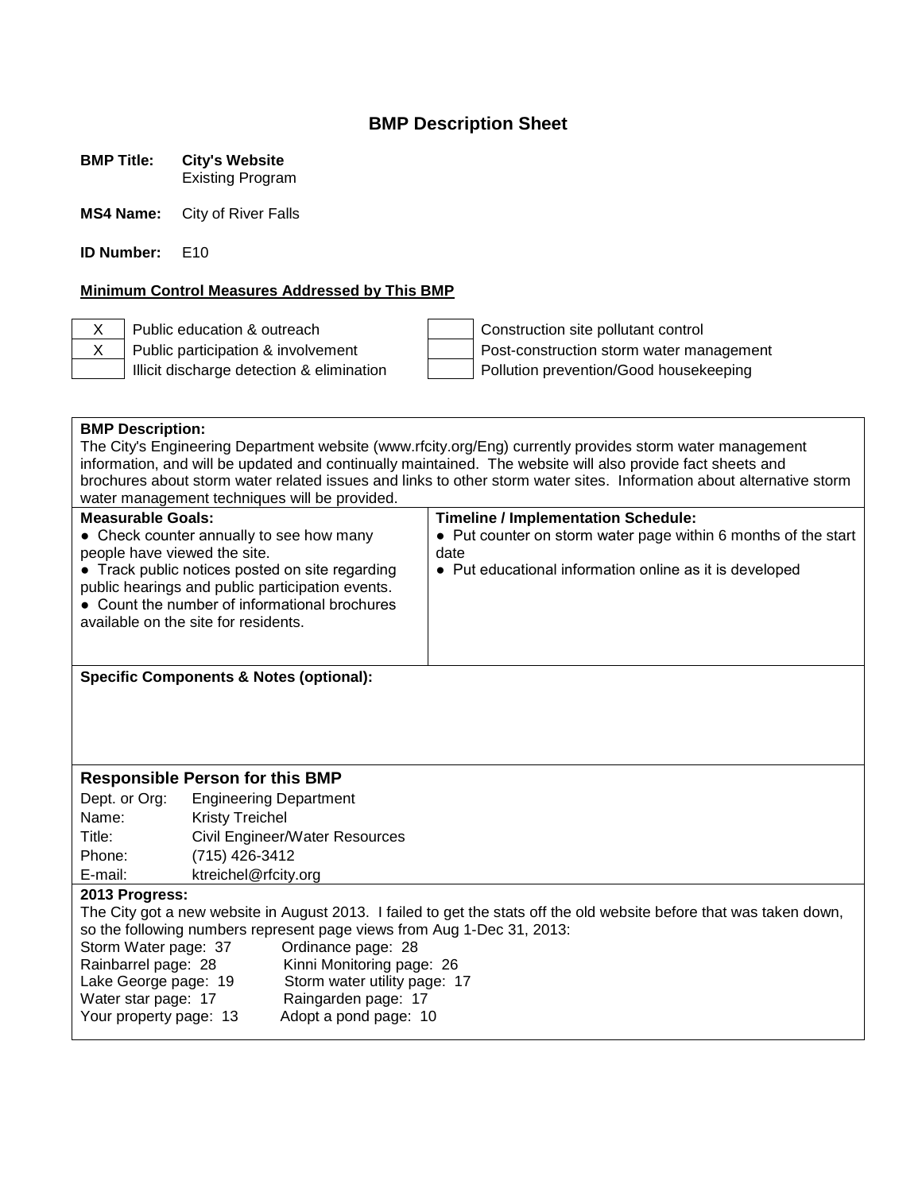# BMP Description Sheet

**BMP Title:** **City's Website**
Existing Program

**MS4 Name:** City of River Falls

**ID Number:** E10

**Minimum Control Measures Addressed by This BMP**

| | | | |
|---|---|---|---|
| X | Public education & outreach | | Construction site pollutant control |
| X | Public participation & involvement | | Post-construction storm water management |
| | Illicit discharge detection & elimination | | Pollution prevention/Good housekeeping |

**BMP Description:**
The City's Engineering Department website (www.rfcity.org/Eng) currently provides storm water management information, and will be updated and continually maintained. The website will also provide fact sheets and brochures about storm water related issues and links to other storm water sites. Information about alternative storm water management techniques will be provided.

| Measurable Goals: | Timeline / Implementation Schedule: |
|---|---|
| ● Check counter annually to see how many people have viewed the site.<br>● Track public notices posted on site regarding public hearings and public participation events.<br>● Count the number of informational brochures available on the site for residents. | ● Put counter on storm water page within 6 months of the start date<br>● Put educational information online as it is developed |

**Specific Components & Notes (optional):**

### Responsible Person for this BMP

| | |
|---|---|
| Dept. or Org: | Engineering Department |
| Name: | Kristy Treichel |
| Title: | Civil Engineer/Water Resources |
| Phone: | (715) 426-3412 |
| E-mail: | ktreichel@rfcity.org |

**2013 Progress:**
The City got a new website in August 2013. I failed to get the stats off the old website before that was taken down, so the following numbers represent page views from Aug 1-Dec 31, 2013:

| | |
|---|---|
| Storm Water page: 37 | Ordinance page: 28 |
| Rainbarrel page: 28 | Kinni Monitoring page: 26 |
| Lake George page: 19 | Storm water utility page: 17 |
| Water star page: 17 | Raingarden page: 17 |
| Your property page: 13 | Adopt a pond page: 10 |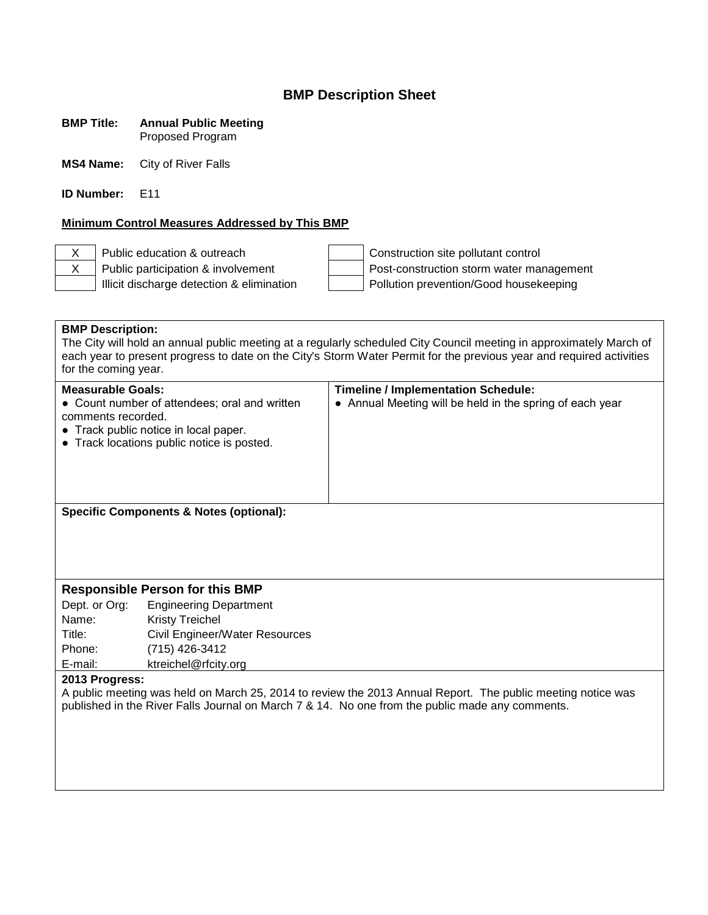# BMP Description Sheet

**BMP Title:** **Annual Public Meeting**
Proposed Program

**MS4 Name:** City of River Falls

**ID Number:** E11

**Minimum Control Measures Addressed by This BMP**

| | | | |
|---|---|---|---|
| X | Public education & outreach | | Construction site pollutant control |
| X | Public participation & involvement | | Post-construction storm water management |
| | Illicit discharge detection & elimination | | Pollution prevention/Good housekeeping |

**BMP Description:**
The City will hold an annual public meeting at a regularly scheduled City Council meeting in approximately March of each year to present progress to date on the City's Storm Water Permit for the previous year and required activities for the coming year.

**Measurable Goals:**
- Count number of attendees; oral and written comments recorded.
- Track public notice in local paper.
- Track locations public notice is posted.

**Timeline / Implementation Schedule:**
- Annual Meeting will be held in the spring of each year

**Specific Components & Notes (optional):**

## Responsible Person for this BMP

| | |
|---|---|
| Dept. or Org: | Engineering Department |
| Name: | Kristy Treichel |
| Title: | Civil Engineer/Water Resources |
| Phone: | (715) 426-3412 |
| E-mail: | ktreichel@rfcity.org |

**2013 Progress:**
A public meeting was held on March 25, 2014 to review the 2013 Annual Report. The public meeting notice was published in the River Falls Journal on March 7 & 14. No one from the public made any comments.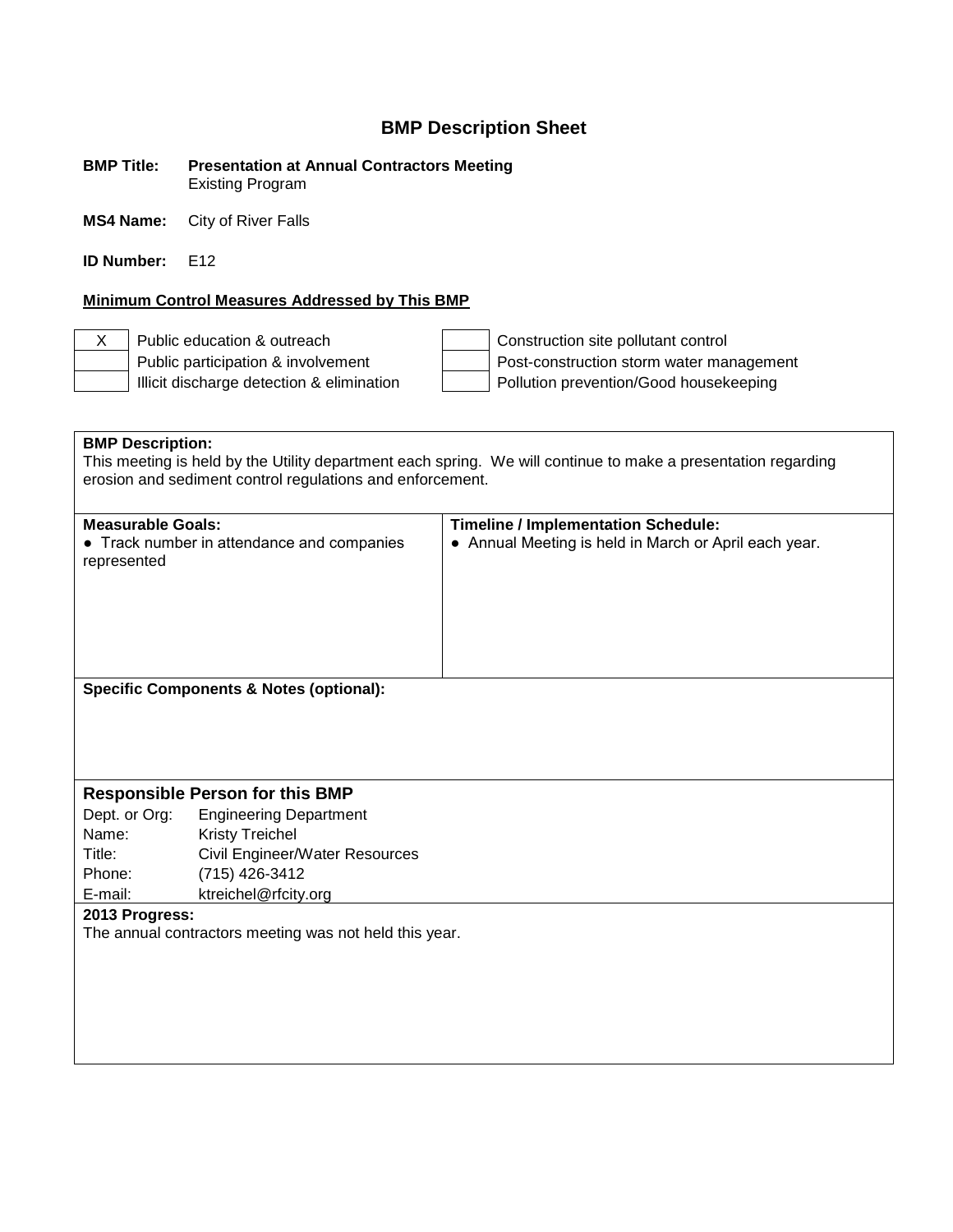## BMP Description Sheet

**BMP Title:** **Presentation at Annual Contractors Meeting**
Existing Program

**MS4 Name:** City of River Falls

**ID Number:** E12

**Minimum Control Measures Addressed by This BMP**

| | | | |
|---|---|---|---|
| X | Public education & outreach | | Construction site pollutant control |
| | Public participation & involvement | | Post-construction storm water management |
| | Illicit discharge detection & elimination | | Pollution prevention/Good housekeeping |

**BMP Description:**
This meeting is held by the Utility department each spring. We will continue to make a presentation regarding erosion and sediment control regulations and enforcement.

| **Measurable Goals:** | **Timeline / Implementation Schedule:** |
|---|---|
| • Track number in attendance and companies represented | • Annual Meeting is held in March or April each year. |

**Specific Components & Notes (optional):**

### Responsible Person for this BMP

Dept. or Org: Engineering Department
Name: Kristy Treichel
Title: Civil Engineer/Water Resources
Phone: (715) 426-3412
E-mail: ktreichel@rfcity.org

**2013 Progress:**
The annual contractors meeting was not held this year.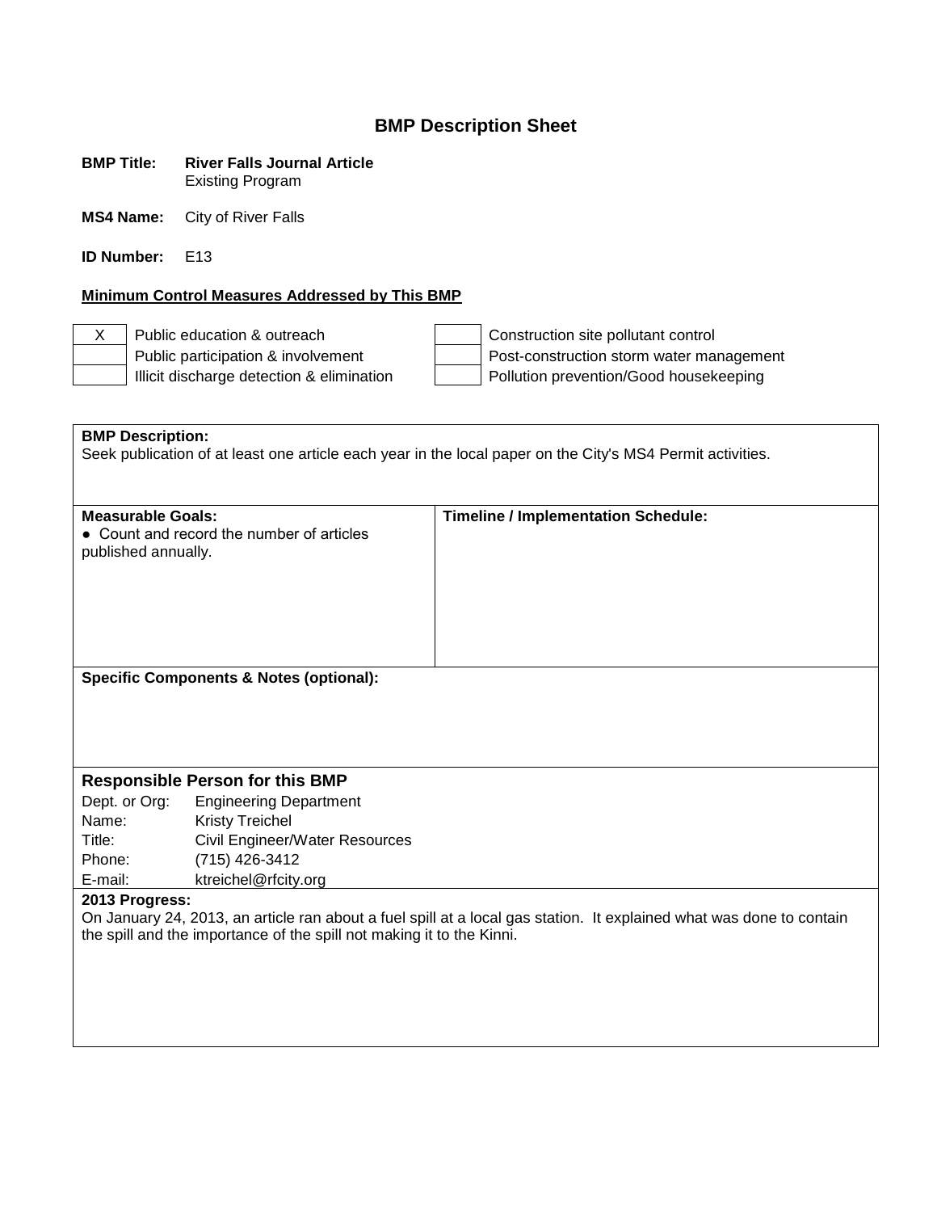# BMP Description Sheet

**BMP Title:** **River Falls Journal Article**
Existing Program

**MS4 Name:** City of River Falls

**ID Number:** E13

**Minimum Control Measures Addressed by This BMP**

| | | | |
|---|---|---|---|
| X | Public education & outreach | | Construction site pollutant control |
| | Public participation & involvement | | Post-construction storm water management |
| | Illicit discharge detection & elimination | | Pollution prevention/Good housekeeping |

**BMP Description:**
Seek publication of at least one article each year in the local paper on the City's MS4 Permit activities.

| **Measurable Goals:** | **Timeline / Implementation Schedule:** |
|---|---|
| ● Count and record the number of articles published annually. | |

**Specific Components & Notes (optional):**

### Responsible Person for this BMP

| | |
|---|---|
| Dept. or Org: | Engineering Department |
| Name: | Kristy Treichel |
| Title: | Civil Engineer/Water Resources |
| Phone: | (715) 426-3412 |
| E-mail: | ktreichel@rfcity.org |

**2013 Progress:**
On January 24, 2013, an article ran about a fuel spill at a local gas station. It explained what was done to contain the spill and the importance of the spill not making it to the Kinni.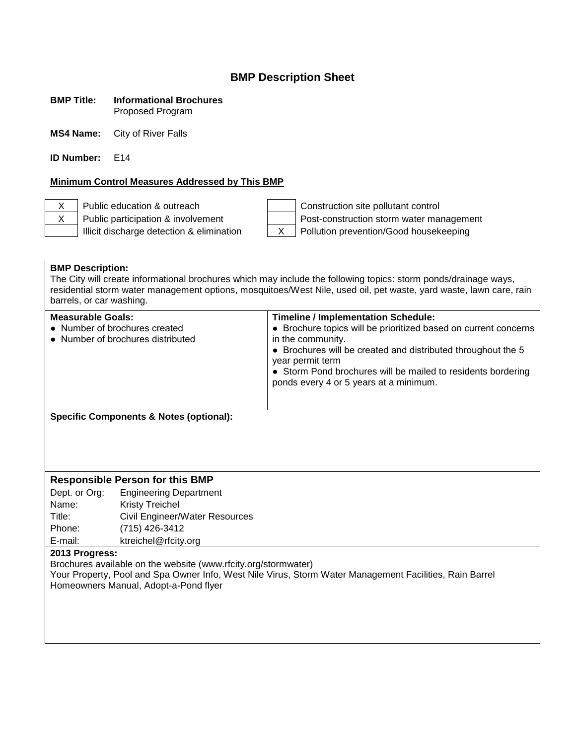# BMP Description Sheet

**BMP Title:** **Informational Brochures**
Proposed Program

**MS4 Name:** City of River Falls

**ID Number:** E14

**Minimum Control Measures Addressed by This BMP**

| | | | |
|---|---|---|---|
| X | Public education & outreach | | Construction site pollutant control |
| X | Public participation & involvement | | Post-construction storm water management |
| | Illicit discharge detection & elimination | X | Pollution prevention/Good housekeeping |

**BMP Description:**
The City will create informational brochures which may include the following topics: storm ponds/drainage ways, residential storm water management options, mosquitoes/West Nile, used oil, pet waste, yard waste, lawn care, rain barrels, or car washing.

| Measurable Goals: | Timeline / Implementation Schedule: |
|---|---|
| • Number of brochures created<br>• Number of brochures distributed | • Brochure topics will be prioritized based on current concerns in the community.<br>• Brochures will be created and distributed throughout the 5 year permit term<br>• Storm Pond brochures will be mailed to residents bordering ponds every 4 or 5 years at a minimum. |

**Specific Components & Notes (optional):**

## Responsible Person for this BMP

| | |
|---|---|
| Dept. or Org: | Engineering Department |
| Name: | Kristy Treichel |
| Title: | Civil Engineer/Water Resources |
| Phone: | (715) 426-3412 |
| E-mail: | ktreichel@rfcity.org |

**2013 Progress:**
Brochures available on the website (www.rfcity.org/stormwater)
Your Property, Pool and Spa Owner Info, West Nile Virus, Storm Water Management Facilities, Rain Barrel Homeowners Manual, Adopt-a-Pond flyer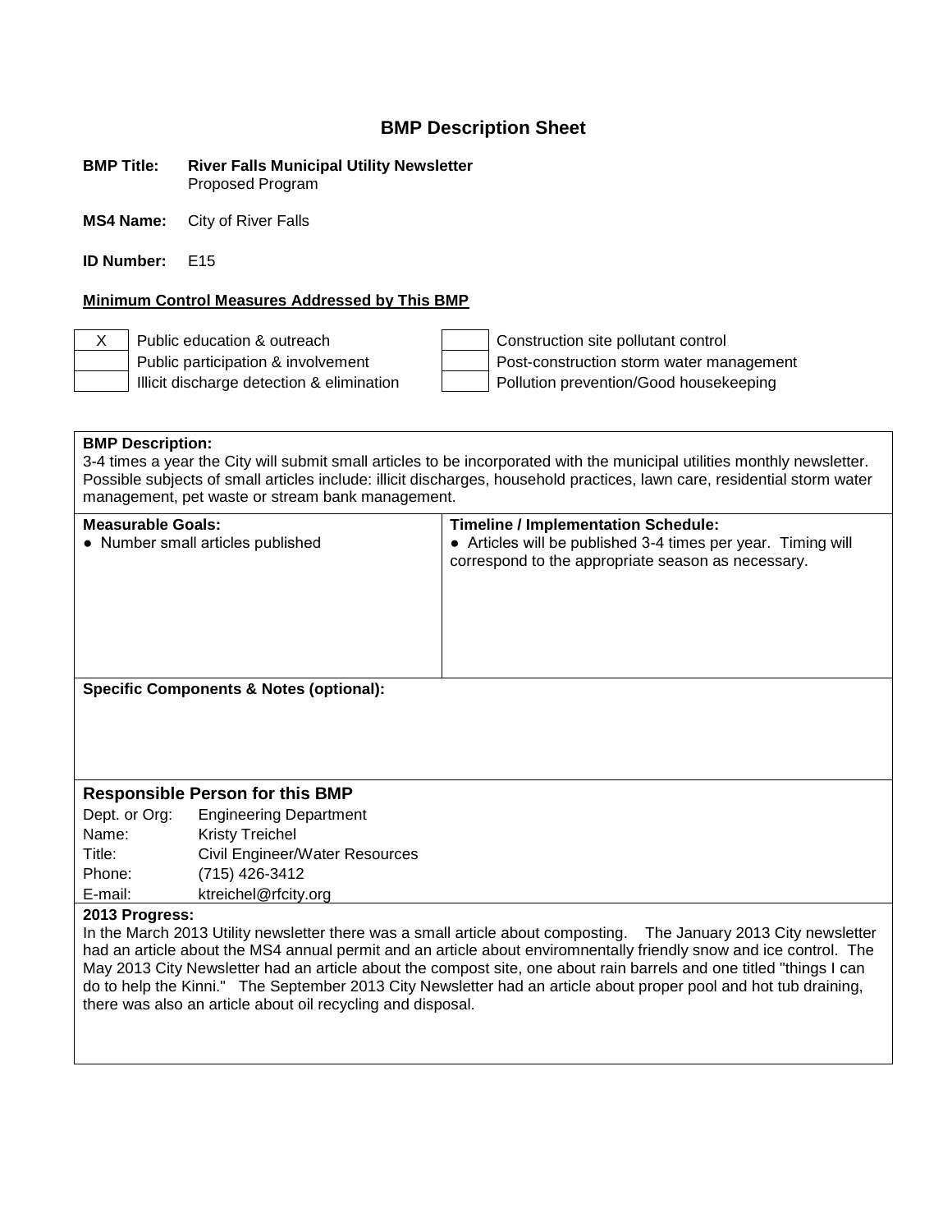# BMP Description Sheet

**BMP Title:** **River Falls Municipal Utility Newsletter**
Proposed Program

**MS4 Name:** City of River Falls

**ID Number:** E15

**Minimum Control Measures Addressed by This BMP**

| | | | |
|---|---|---|---|
| X | Public education & outreach | | Construction site pollutant control |
| | Public participation & involvement | | Post-construction storm water management |
| | Illicit discharge detection & elimination | | Pollution prevention/Good housekeeping |

**BMP Description:**
3-4 times a year the City will submit small articles to be incorporated with the municipal utilities monthly newsletter. Possible subjects of small articles include: illicit discharges, household practices, lawn care, residential storm water management, pet waste or stream bank management.

| **Measurable Goals:** | **Timeline / Implementation Schedule:** |
|---|---|
| ● Number small articles published | ● Articles will be published 3-4 times per year. Timing will correspond to the appropriate season as necessary. |

**Specific Components & Notes (optional):**

## Responsible Person for this BMP

| | |
|---|---|
| Dept. or Org: | Engineering Department |
| Name: | Kristy Treichel |
| Title: | Civil Engineer/Water Resources |
| Phone: | (715) 426-3412 |
| E-mail: | ktreichel@rfcity.org |

**2013 Progress:**
In the March 2013 Utility newsletter there was a small article about composting. The January 2013 City newsletter had an article about the MS4 annual permit and an article about enviromnentally friendly snow and ice control. The May 2013 City Newsletter had an article about the compost site, one about rain barrels and one titled "things I can do to help the Kinni." The September 2013 City Newsletter had an article about proper pool and hot tub draining, there was also an article about oil recycling and disposal.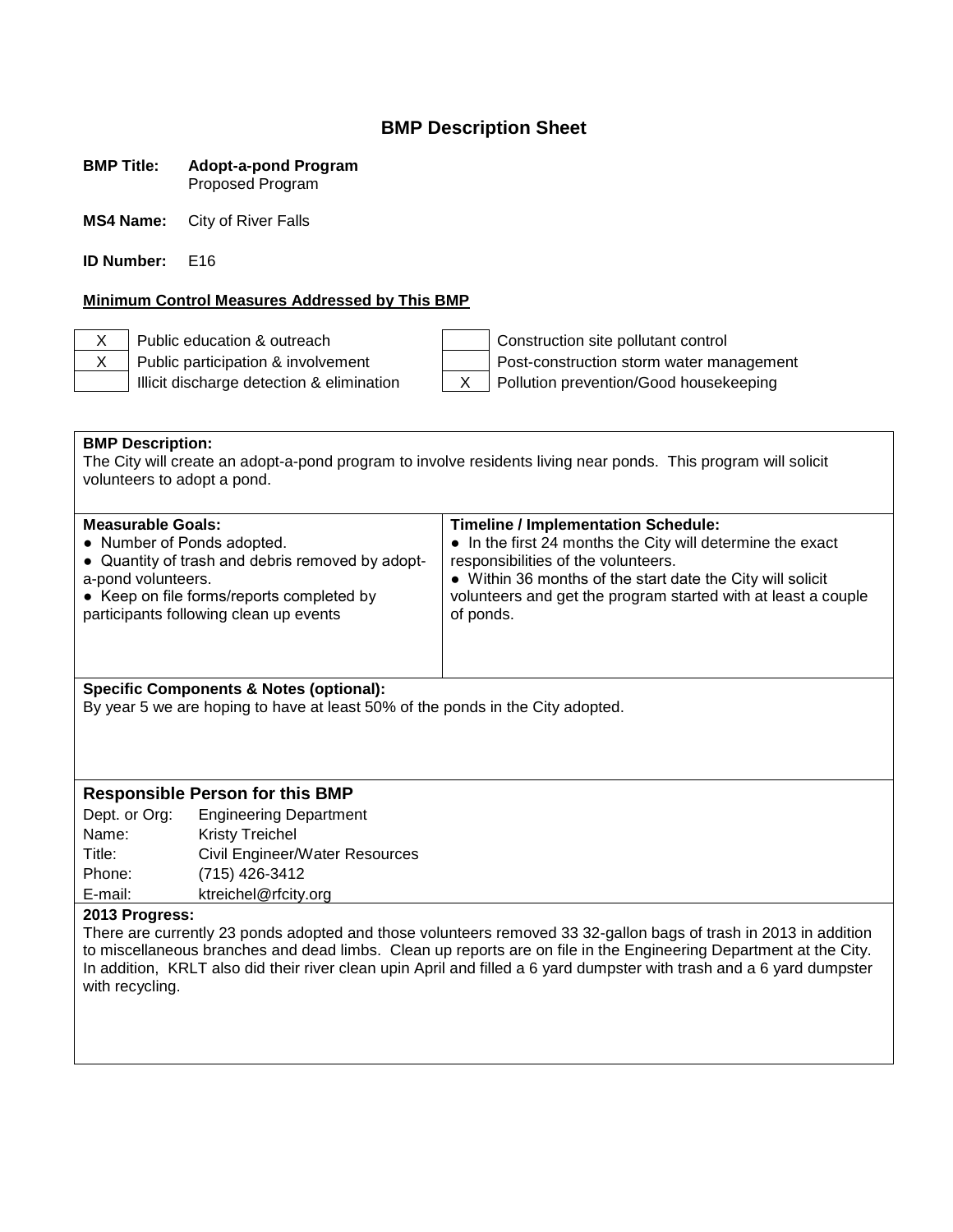# BMP Description Sheet

**BMP Title:** **Adopt-a-pond Program**
Proposed Program

**MS4 Name:** City of River Falls

**ID Number:** E16

**Minimum Control Measures Addressed by This BMP**

| | | | |
|---|---|---|---|
| X | Public education & outreach | | Construction site pollutant control |
| X | Public participation & involvement | | Post-construction storm water management |
| | Illicit discharge detection & elimination | X | Pollution prevention/Good housekeeping |

**BMP Description:**
The City will create an adopt-a-pond program to involve residents living near ponds. This program will solicit volunteers to adopt a pond.

| **Measurable Goals:** | **Timeline / Implementation Schedule:** |
|---|---|
| ● Number of Ponds adopted.<br>● Quantity of trash and debris removed by adopt-a-pond volunteers.<br>● Keep on file forms/reports completed by participants following clean up events | ● In the first 24 months the City will determine the exact responsibilities of the volunteers.<br>● Within 36 months of the start date the City will solicit volunteers and get the program started with at least a couple of ponds. |

**Specific Components & Notes (optional):**
By year 5 we are hoping to have at least 50% of the ponds in the City adopted.

### Responsible Person for this BMP

| | |
|---|---|
| Dept. or Org: | Engineering Department |
| Name: | Kristy Treichel |
| Title: | Civil Engineer/Water Resources |
| Phone: | (715) 426-3412 |
| E-mail: | ktreichel@rfcity.org |

**2013 Progress:**
There are currently 23 ponds adopted and those volunteers removed 33 32-gallon bags of trash in 2013 in addition to miscellaneous branches and dead limbs. Clean up reports are on file in the Engineering Department at the City. In addition, KRLT also did their river clean upin April and filled a 6 yard dumpster with trash and a 6 yard dumpster with recycling.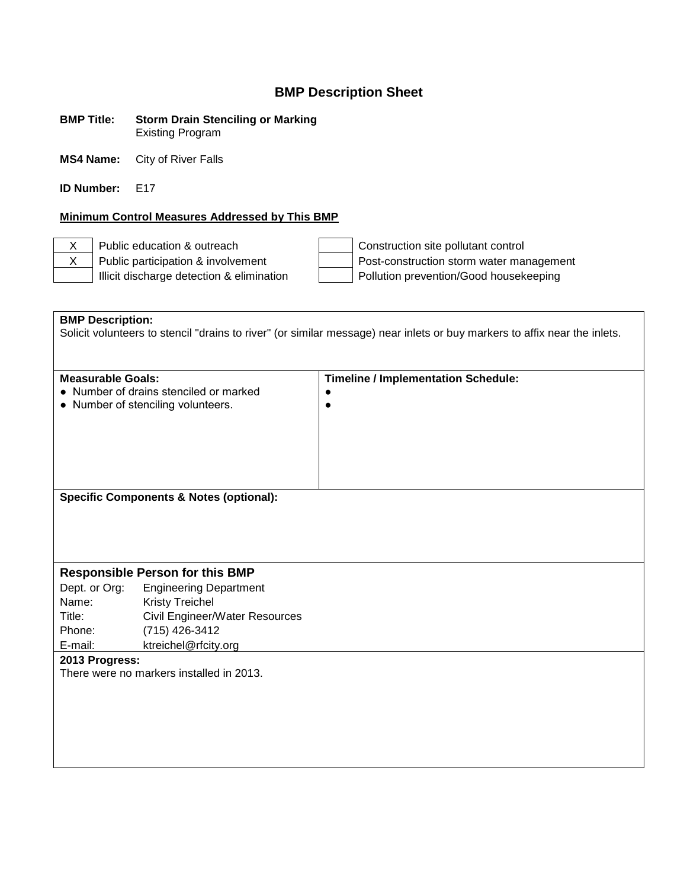# BMP Description Sheet

**BMP Title:** **Storm Drain Stenciling or Marking**
Existing Program

**MS4 Name:** City of River Falls

**ID Number:** E17

**Minimum Control Measures Addressed by This BMP**

| | | | |
|---|---|---|---|
| X | Public education & outreach | | Construction site pollutant control |
| X | Public participation & involvement | | Post-construction storm water management |
| | Illicit discharge detection & elimination | | Pollution prevention/Good housekeeping |

**BMP Description:**
Solicit volunteers to stencil "drains to river" (or similar message) near inlets or buy markers to affix near the inlets.

| **Measurable Goals:** | **Timeline / Implementation Schedule:** |
|---|---|
| ● Number of drains stenciled or marked<br>● Number of stenciling volunteers. | ●<br>● |

**Specific Components & Notes (optional):**

### Responsible Person for this BMP

Dept. or Org: Engineering Department
Name: Kristy Treichel
Title: Civil Engineer/Water Resources
Phone: (715) 426-3412
E-mail: ktreichel@rfcity.org

**2013 Progress:**
There were no markers installed in 2013.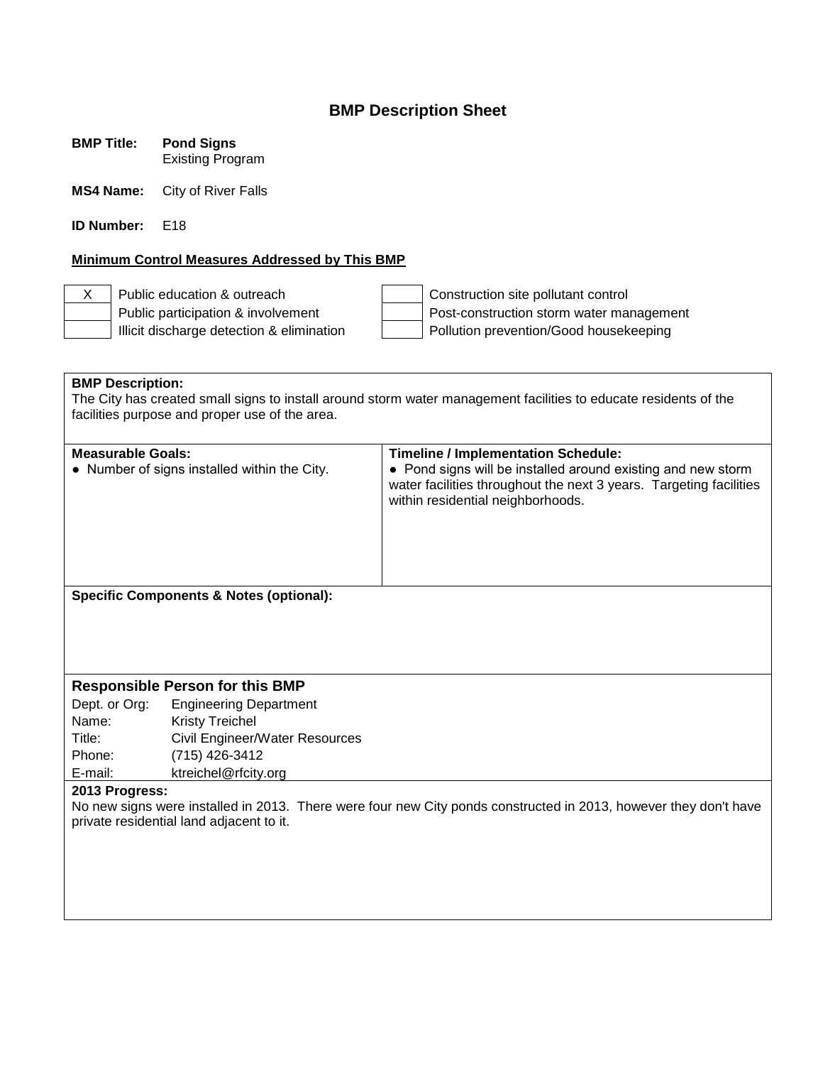## BMP Description Sheet

**BMP Title:** **Pond Signs**
Existing Program

**MS4 Name:** City of River Falls

**ID Number:** E18

**Minimum Control Measures Addressed by This BMP**

| | | | |
|---|---|---|---|
| X | Public education & outreach | | Construction site pollutant control |
| | Public participation & involvement | | Post-construction storm water management |
| | Illicit discharge detection & elimination | | Pollution prevention/Good housekeeping |

**BMP Description:**
The City has created small signs to install around storm water management facilities to educate residents of the facilities purpose and proper use of the area.

| **Measurable Goals:** | **Timeline / Implementation Schedule:** |
|---|---|
| ● Number of signs installed within the City. | ● Pond signs will be installed around existing and new storm water facilities throughout the next 3 years. Targeting facilities within residential neighborhoods. |

**Specific Components & Notes (optional):**

### Responsible Person for this BMP

| | |
|---|---|
| Dept. or Org: | Engineering Department |
| Name: | Kristy Treichel |
| Title: | Civil Engineer/Water Resources |
| Phone: | (715) 426-3412 |
| E-mail: | ktreichel@rfcity.org |

**2013 Progress:**
No new signs were installed in 2013. There were four new City ponds constructed in 2013, however they don't have private residential land adjacent to it.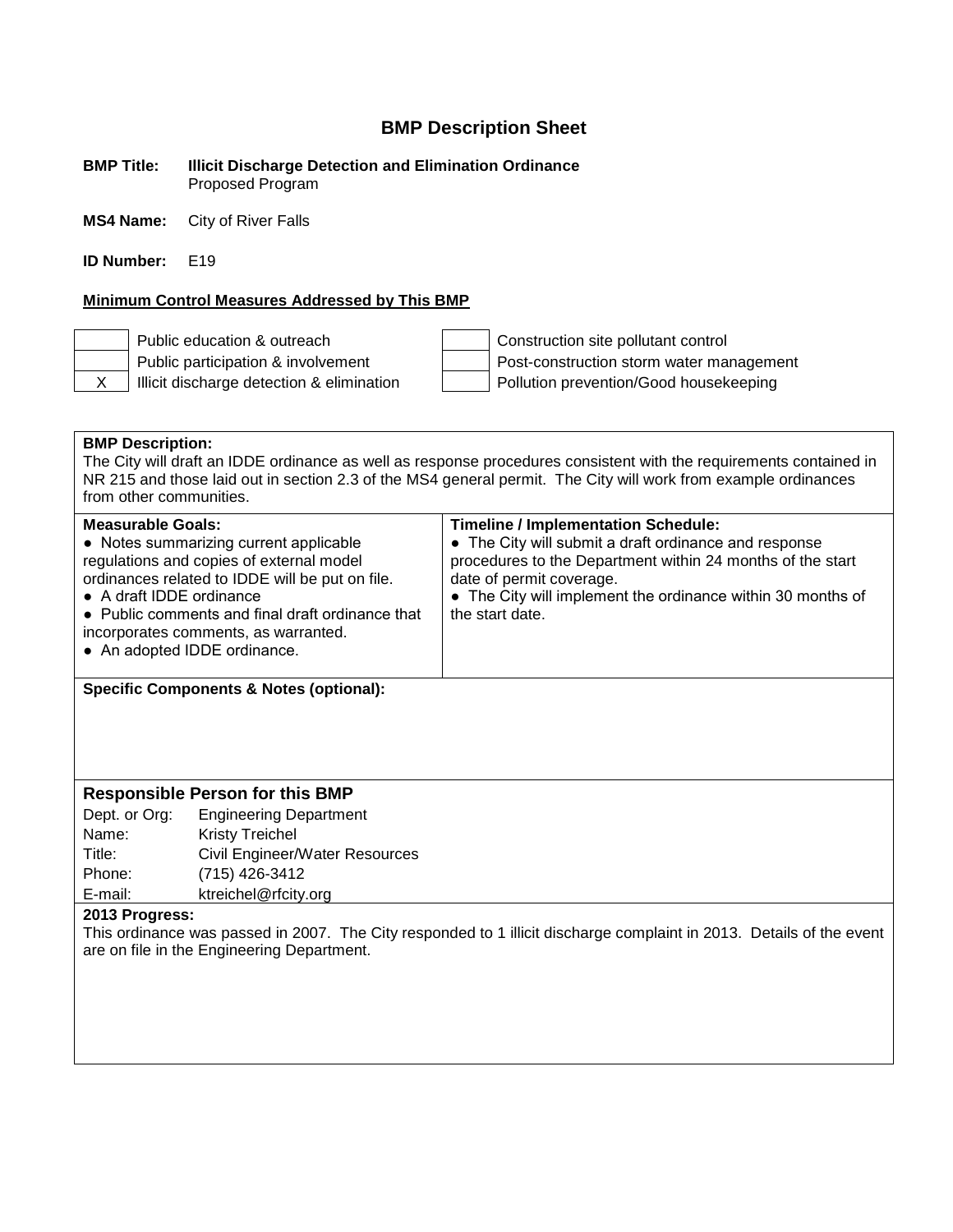# BMP Description Sheet

**BMP Title:** **Illicit Discharge Detection and Elimination Ordinance**
Proposed Program

**MS4 Name:** City of River Falls

**ID Number:** E19

**Minimum Control Measures Addressed by This BMP**

| | | | |
|---|---|---|---|
| | Public education & outreach | | Construction site pollutant control |
| | Public participation & involvement | | Post-construction storm water management |
| X | Illicit discharge detection & elimination | | Pollution prevention/Good housekeeping |

**BMP Description:**
The City will draft an IDDE ordinance as well as response procedures consistent with the requirements contained in NR 215 and those laid out in section 2.3 of the MS4 general permit. The City will work from example ordinances from other communities.

| **Measurable Goals:** | **Timeline / Implementation Schedule:** |
|---|---|
| ● Notes summarizing current applicable regulations and copies of external model ordinances related to IDDE will be put on file.<br>● A draft IDDE ordinance<br>● Public comments and final draft ordinance that incorporates comments, as warranted.<br>● An adopted IDDE ordinance. | ● The City will submit a draft ordinance and response procedures to the Department within 24 months of the start date of permit coverage.<br>● The City will implement the ordinance within 30 months of the start date. |

**Specific Components & Notes (optional):**

### Responsible Person for this BMP

| | |
|---|---|
| Dept. or Org: | Engineering Department |
| Name: | Kristy Treichel |
| Title: | Civil Engineer/Water Resources |
| Phone: | (715) 426-3412 |
| E-mail: | ktreichel@rfcity.org |

**2013 Progress:**
This ordinance was passed in 2007. The City responded to 1 illicit discharge complaint in 2013. Details of the event are on file in the Engineering Department.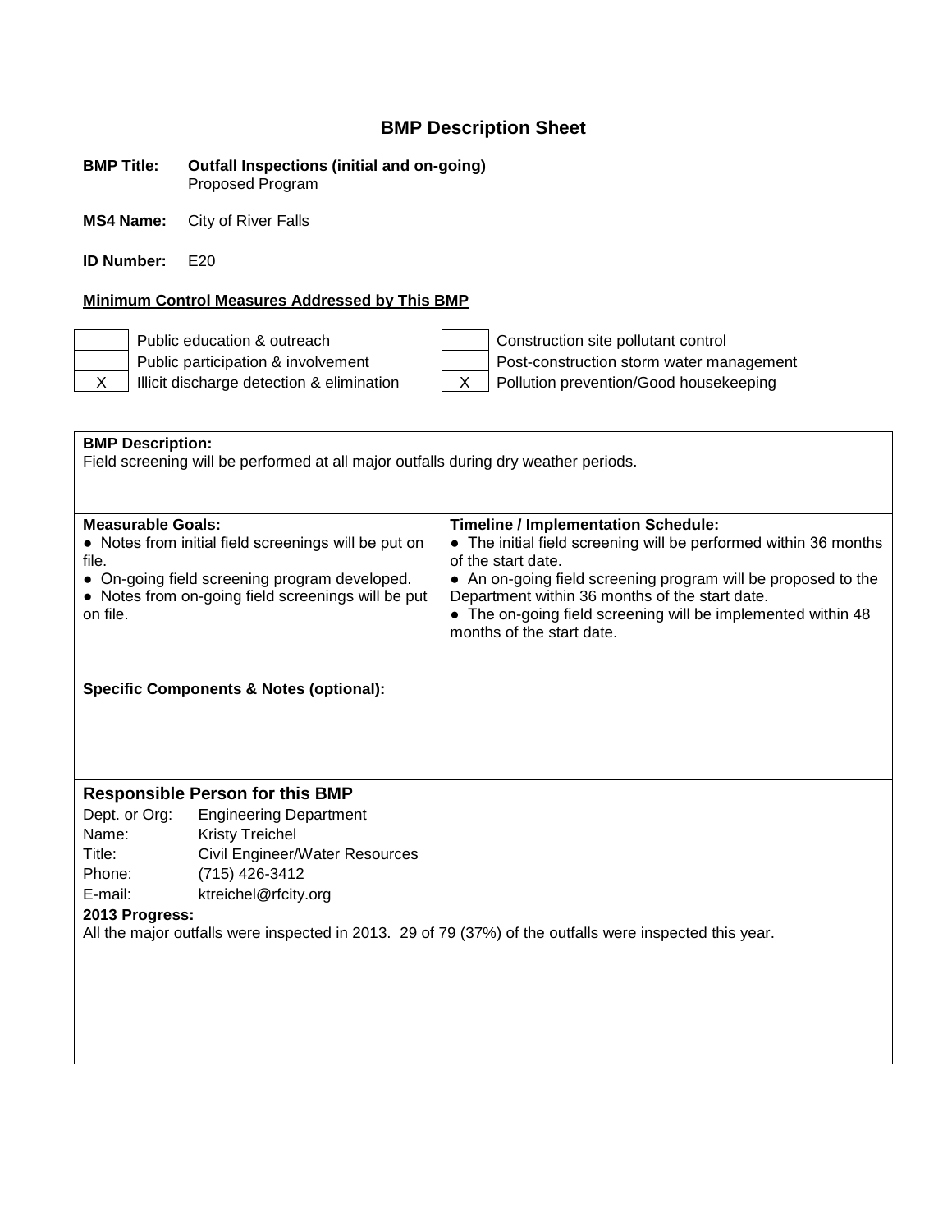## BMP Description Sheet

**BMP Title:** **Outfall Inspections (initial and on-going)**
Proposed Program

**MS4 Name:** City of River Falls

**ID Number:** E20

**Minimum Control Measures Addressed by This BMP**

| | | | |
|---|---|---|---|
| | Public education & outreach | | Construction site pollutant control |
| | Public participation & involvement | | Post-construction storm water management |
| X | Illicit discharge detection & elimination | X | Pollution prevention/Good housekeeping |

**BMP Description:**
Field screening will be performed at all major outfalls during dry weather periods.

| **Measurable Goals:** | **Timeline / Implementation Schedule:** |
|---|---|
| ● Notes from initial field screenings will be put on file.<br>● On-going field screening program developed.<br>● Notes from on-going field screenings will be put on file. | ● The initial field screening will be performed within 36 months of the start date.<br>● An on-going field screening program will be proposed to the Department within 36 months of the start date.<br>● The on-going field screening will be implemented within 48 months of the start date. |

**Specific Components & Notes (optional):**

### Responsible Person for this BMP

| | |
|---|---|
| Dept. or Org: | Engineering Department |
| Name: | Kristy Treichel |
| Title: | Civil Engineer/Water Resources |
| Phone: | (715) 426-3412 |
| E-mail: | ktreichel@rfcity.org |

**2013 Progress:**
All the major outfalls were inspected in 2013. 29 of 79 (37%) of the outfalls were inspected this year.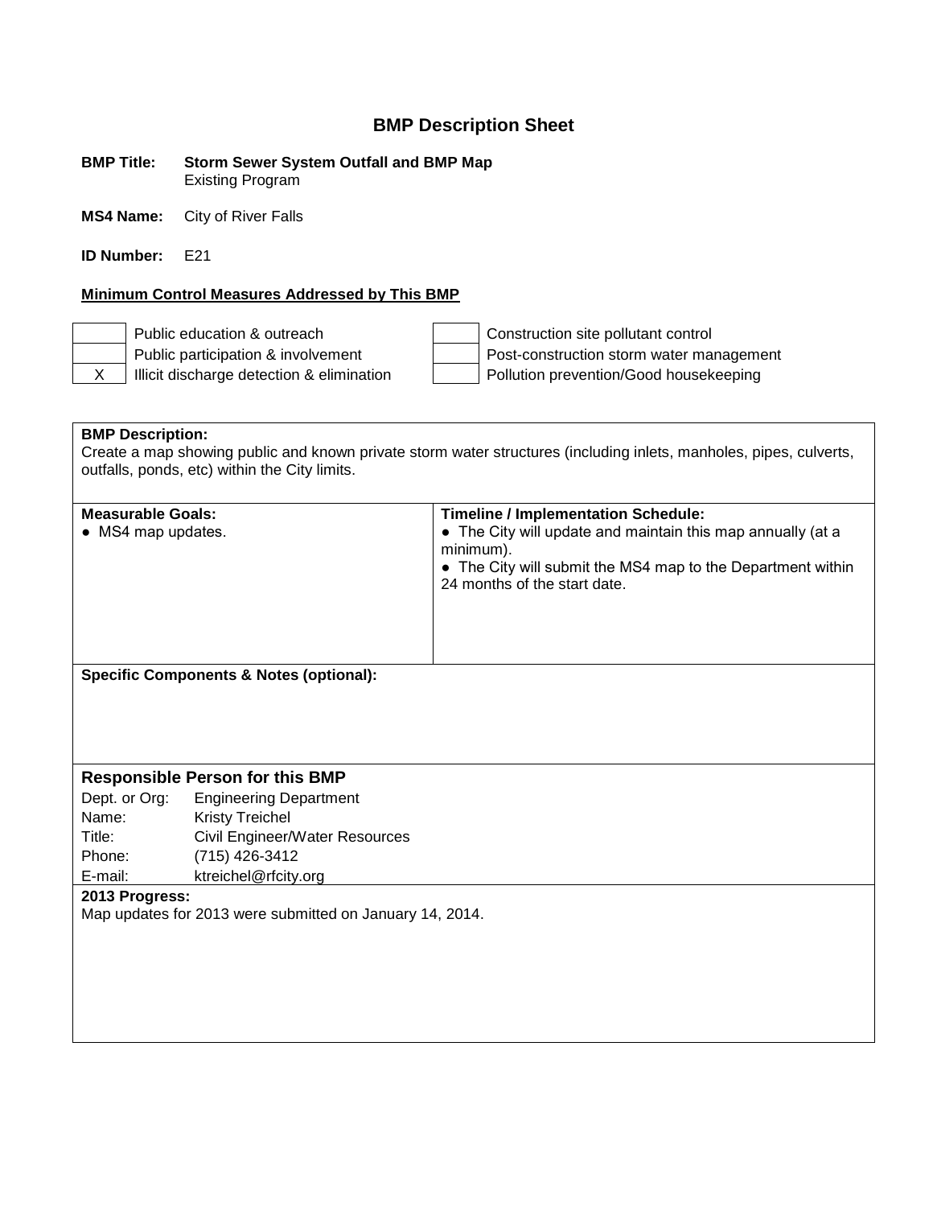# BMP Description Sheet

**BMP Title:** **Storm Sewer System Outfall and BMP Map**
Existing Program

**MS4 Name:** City of River Falls

**ID Number:** E21

**Minimum Control Measures Addressed by This BMP**

| | | | |
|---|---|---|---|
| | Public education & outreach | | Construction site pollutant control |
| | Public participation & involvement | | Post-construction storm water management |
| X | Illicit discharge detection & elimination | | Pollution prevention/Good housekeeping |

**BMP Description:**
Create a map showing public and known private storm water structures (including inlets, manholes, pipes, culverts, outfalls, ponds, etc) within the City limits.

| Measurable Goals: | Timeline / Implementation Schedule: |
|---|---|
| ● MS4 map updates. | ● The City will update and maintain this map annually (at a minimum).<br>● The City will submit the MS4 map to the Department within 24 months of the start date. |

**Specific Components & Notes (optional):**

## Responsible Person for this BMP

| | |
|---|---|
| Dept. or Org: | Engineering Department |
| Name: | Kristy Treichel |
| Title: | Civil Engineer/Water Resources |
| Phone: | (715) 426-3412 |
| E-mail: | ktreichel@rfcity.org |

**2013 Progress:**
Map updates for 2013 were submitted on January 14, 2014.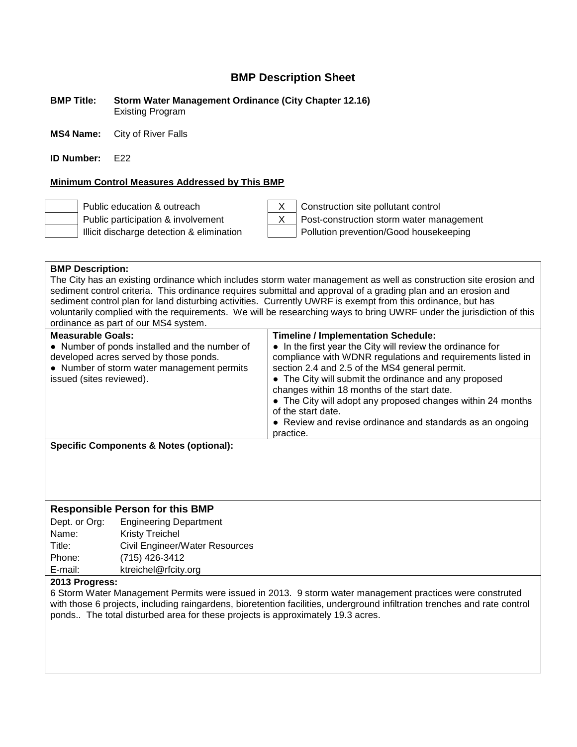# BMP Description Sheet

**BMP Title:** **Storm Water Management Ordinance (City Chapter 12.16)**
Existing Program

**MS4 Name:** City of River Falls

**ID Number:** E22

**Minimum Control Measures Addressed by This BMP**

| | | | |
|---|---|---|---|
| | Public education & outreach | X | Construction site pollutant control |
| | Public participation & involvement | X | Post-construction storm water management |
| | Illicit discharge detection & elimination | | Pollution prevention/Good housekeeping |

**BMP Description:**
The City has an existing ordinance which includes storm water management as well as construction site erosion and sediment control criteria. This ordinance requires submittal and approval of a grading plan and an erosion and sediment control plan for land disturbing activities. Currently UWRF is exempt from this ordinance, but has voluntarily complied with the requirements. We will be researching ways to bring UWRF under the jurisdiction of this ordinance as part of our MS4 system.

| **Measurable Goals:** | **Timeline / Implementation Schedule:** |
|---|---|
| ● Number of ponds installed and the number of developed acres served by those ponds.<br>● Number of storm water management permits issued (sites reviewed). | ● In the first year the City will review the ordinance for compliance with WDNR regulations and requirements listed in section 2.4 and 2.5 of the MS4 general permit.<br>● The City will submit the ordinance and any proposed changes within 18 months of the start date.<br>● The City will adopt any proposed changes within 24 months of the start date.<br>● Review and revise ordinance and standards as an ongoing practice. |

**Specific Components & Notes (optional):**

## Responsible Person for this BMP

| | |
|---|---|
| Dept. or Org: | Engineering Department |
| Name: | Kristy Treichel |
| Title: | Civil Engineer/Water Resources |
| Phone: | (715) 426-3412 |
| E-mail: | ktreichel@rfcity.org |

**2013 Progress:**
6 Storm Water Management Permits were issued in 2013. 9 storm water management practices were construted with those 6 projects, including raingardens, bioretention facilities, underground infiltration trenches and rate control ponds.. The total disturbed area for these projects is approximately 19.3 acres.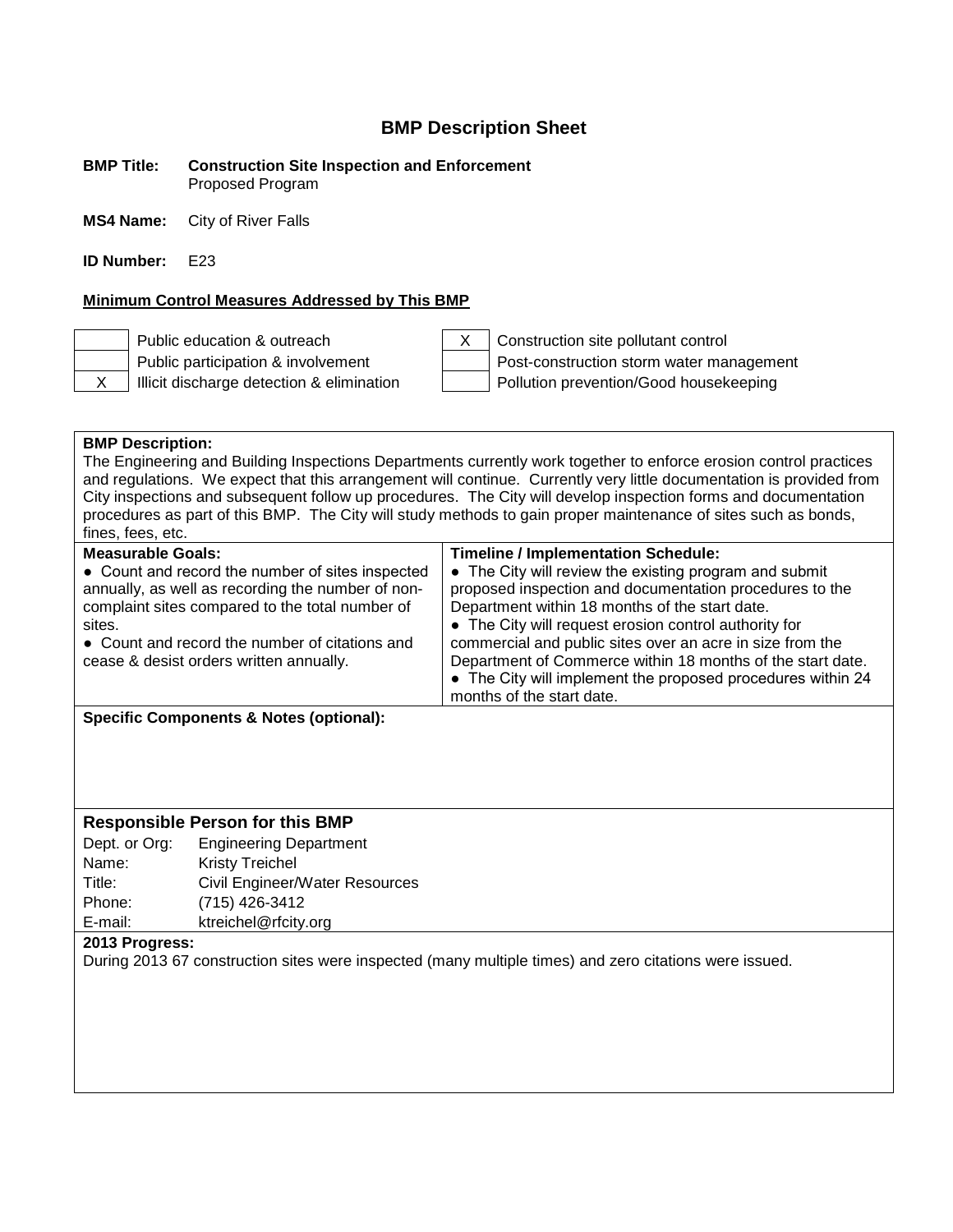# BMP Description Sheet

**BMP Title:** **Construction Site Inspection and Enforcement**
Proposed Program

**MS4 Name:** City of River Falls

**ID Number:** E23

**Minimum Control Measures Addressed by This BMP**

| | | | |
|---|---|---|---|
| | Public education & outreach | X | Construction site pollutant control |
| | Public participation & involvement | | Post-construction storm water management |
| X | Illicit discharge detection & elimination | | Pollution prevention/Good housekeeping |

**BMP Description:**
The Engineering and Building Inspections Departments currently work together to enforce erosion control practices and regulations. We expect that this arrangement will continue. Currently very little documentation is provided from City inspections and subsequent follow up procedures. The City will develop inspection forms and documentation procedures as part of this BMP. The City will study methods to gain proper maintenance of sites such as bonds, fines, fees, etc.

| **Measurable Goals:** | **Timeline / Implementation Schedule:** |
|---|---|
| ● Count and record the number of sites inspected annually, as well as recording the number of non-complaint sites compared to the total number of sites.<br>● Count and record the number of citations and cease & desist orders written annually. | ● The City will review the existing program and submit proposed inspection and documentation procedures to the Department within 18 months of the start date.<br>● The City will request erosion control authority for commercial and public sites over an acre in size from the Department of Commerce within 18 months of the start date.<br>● The City will implement the proposed procedures within 24 months of the start date. |

**Specific Components & Notes (optional):**

### Responsible Person for this BMP

| | |
|---|---|
| Dept. or Org: | Engineering Department |
| Name: | Kristy Treichel |
| Title: | Civil Engineer/Water Resources |
| Phone: | (715) 426-3412 |
| E-mail: | ktreichel@rfcity.org |

**2013 Progress:**
During 2013 67 construction sites were inspected (many multiple times) and zero citations were issued.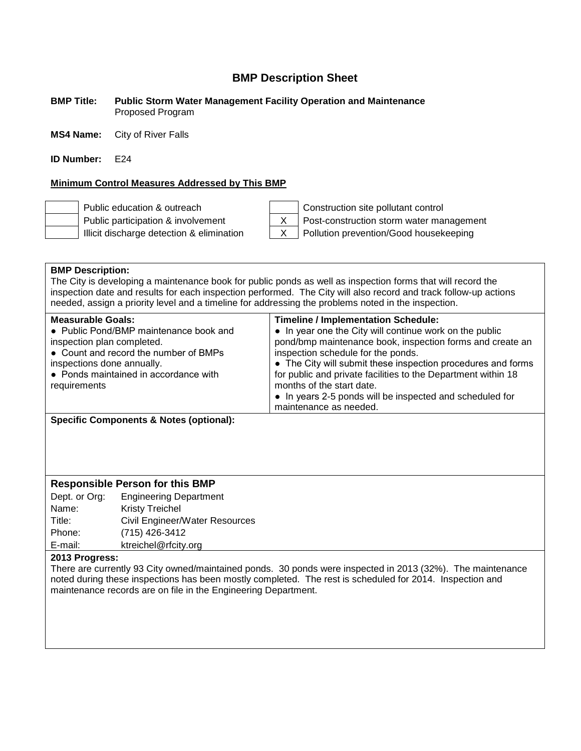# BMP Description Sheet

**BMP Title:** **Public Storm Water Management Facility Operation and Maintenance**
Proposed Program

**MS4 Name:** City of River Falls

**ID Number:** E24

**Minimum Control Measures Addressed by This BMP**

| | | | |
|---|---|---|---|
| | Public education & outreach | | Construction site pollutant control |
| | Public participation & involvement | X | Post-construction storm water management |
| | Illicit discharge detection & elimination | X | Pollution prevention/Good housekeeping |

**BMP Description:**
The City is developing a maintenance book for public ponds as well as inspection forms that will record the inspection date and results for each inspection performed. The City will also record and track follow-up actions needed, assign a priority level and a timeline for addressing the problems noted in the inspection.

| **Measurable Goals:** | **Timeline / Implementation Schedule:** |
|---|---|
| ● Public Pond/BMP maintenance book and inspection plan completed.<br>● Count and record the number of BMPs inspections done annually.<br>● Ponds maintained in accordance with requirements | ● In year one the City will continue work on the public pond/bmp maintenance book, inspection forms and create an inspection schedule for the ponds.<br>● The City will submit these inspection procedures and forms for public and private facilities to the Department within 18 months of the start date.<br>● In years 2-5 ponds will be inspected and scheduled for maintenance as needed. |

**Specific Components & Notes (optional):**

## Responsible Person for this BMP

| | |
|---|---|
| Dept. or Org: | Engineering Department |
| Name: | Kristy Treichel |
| Title: | Civil Engineer/Water Resources |
| Phone: | (715) 426-3412 |
| E-mail: | ktreichel@rfcity.org |

**2013 Progress:**
There are currently 93 City owned/maintained ponds. 30 ponds were inspected in 2013 (32%). The maintenance noted during these inspections has been mostly completed. The rest is scheduled for 2014. Inspection and maintenance records are on file in the Engineering Department.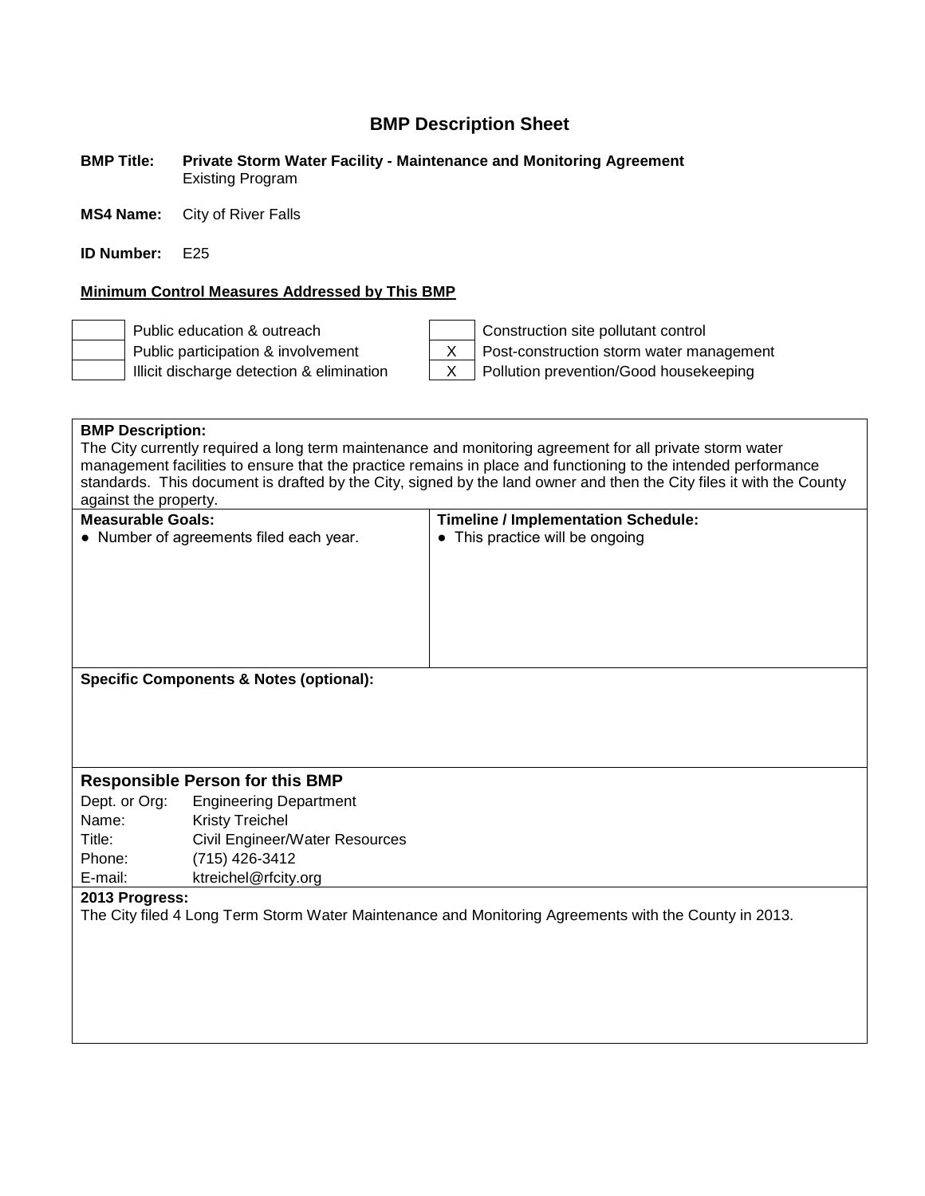# BMP Description Sheet

**BMP Title:** **Private Storm Water Facility - Maintenance and Monitoring Agreement**
Existing Program

**MS4 Name:** City of River Falls

**ID Number:** E25

**Minimum Control Measures Addressed by This BMP**

| | | | |
|---|---|---|---|
| | Public education & outreach | | Construction site pollutant control |
| | Public participation & involvement | X | Post-construction storm water management |
| | Illicit discharge detection & elimination | X | Pollution prevention/Good housekeeping |

**BMP Description:**
The City currently required a long term maintenance and monitoring agreement for all private storm water management facilities to ensure that the practice remains in place and functioning to the intended performance standards. This document is drafted by the City, signed by the land owner and then the City files it with the County against the property.

| Measurable Goals: | Timeline / Implementation Schedule: |
|---|---|
| • Number of agreements filed each year. | • This practice will be ongoing |

**Specific Components & Notes (optional):**

## Responsible Person for this BMP

Dept. or Org: Engineering Department
Name: Kristy Treichel
Title: Civil Engineer/Water Resources
Phone: (715) 426-3412
E-mail: ktreichel@rfcity.org

**2013 Progress:**
The City filed 4 Long Term Storm Water Maintenance and Monitoring Agreements with the County in 2013.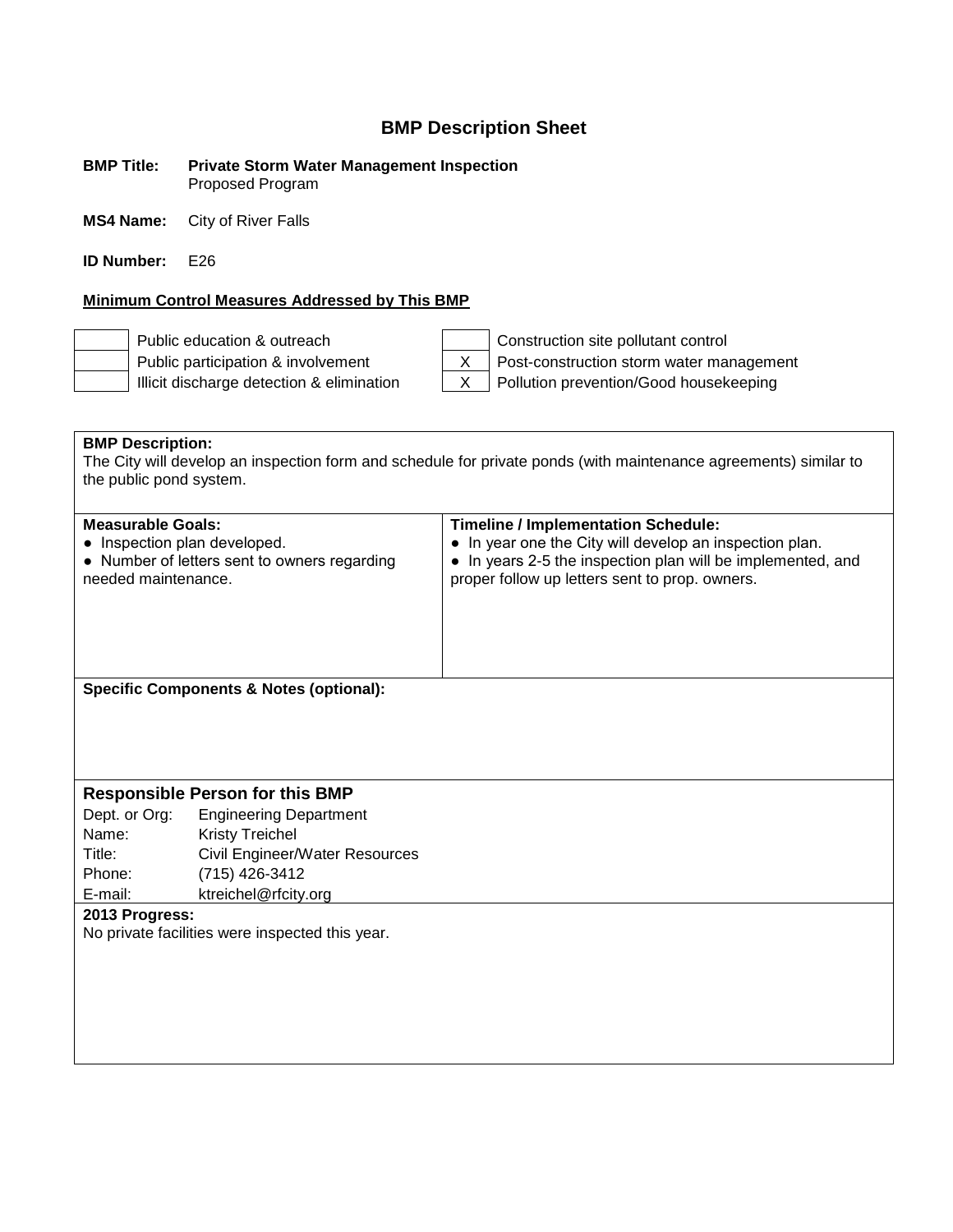# BMP Description Sheet

**BMP Title:** **Private Storm Water Management Inspection**
Proposed Program

**MS4 Name:** City of River Falls

**ID Number:** E26

**Minimum Control Measures Addressed by This BMP**

| | | | |
|---|---|---|---|
| | Public education & outreach | | Construction site pollutant control |
| | Public participation & involvement | X | Post-construction storm water management |
| | Illicit discharge detection & elimination | X | Pollution prevention/Good housekeeping |

**BMP Description:**
The City will develop an inspection form and schedule for private ponds (with maintenance agreements) similar to the public pond system.

| **Measurable Goals:** | **Timeline / Implementation Schedule:** |
|---|---|
| ● Inspection plan developed.<br>● Number of letters sent to owners regarding needed maintenance. | ● In year one the City will develop an inspection plan.<br>● In years 2-5 the inspection plan will be implemented, and proper follow up letters sent to prop. owners. |

**Specific Components & Notes (optional):**

**Responsible Person for this BMP**

| | |
|---|---|
| Dept. or Org: | Engineering Department |
| Name: | Kristy Treichel |
| Title: | Civil Engineer/Water Resources |
| Phone: | (715) 426-3412 |
| E-mail: | ktreichel@rfcity.org |

**2013 Progress:**
No private facilities were inspected this year.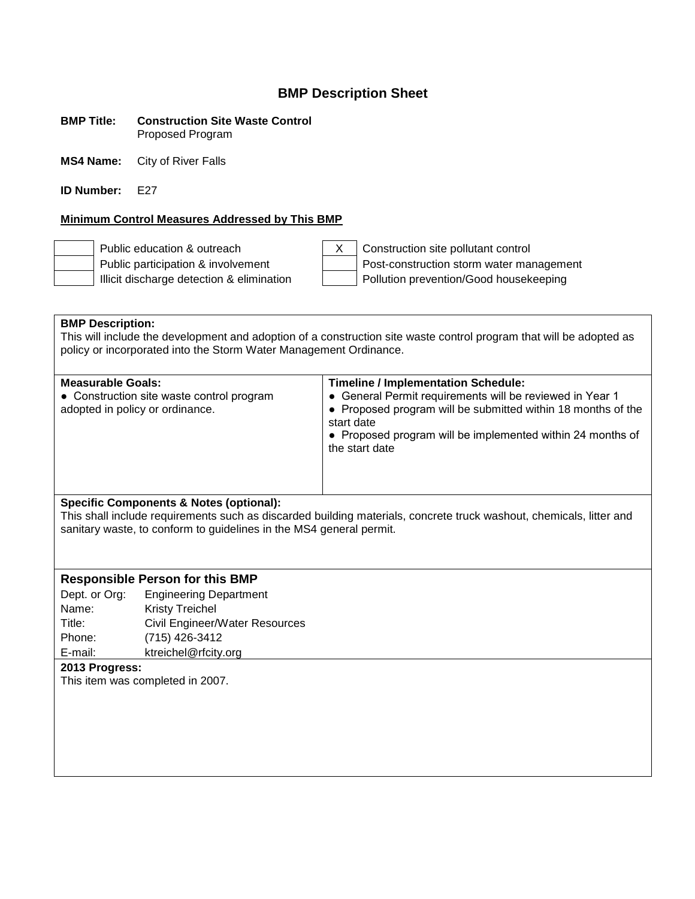# BMP Description Sheet

**BMP Title:** **Construction Site Waste Control**
Proposed Program

**MS4 Name:** City of River Falls

**ID Number:** E27

**Minimum Control Measures Addressed by This BMP**

| | | | |
|---|---|---|---|
| | Public education & outreach | X | Construction site pollutant control |
| | Public participation & involvement | | Post-construction storm water management |
| | Illicit discharge detection & elimination | | Pollution prevention/Good housekeeping |

**BMP Description:**
This will include the development and adoption of a construction site waste control program that will be adopted as policy or incorporated into the Storm Water Management Ordinance.

| **Measurable Goals:** | **Timeline / Implementation Schedule:** |
|---|---|
| ● Construction site waste control program adopted in policy or ordinance. | ● General Permit requirements will be reviewed in Year 1<br>● Proposed program will be submitted within 18 months of the start date<br>● Proposed program will be implemented within 24 months of the start date |

**Specific Components & Notes (optional):**
This shall include requirements such as discarded building materials, concrete truck washout, chemicals, litter and sanitary waste, to conform to guidelines in the MS4 general permit.

### Responsible Person for this BMP

| | |
|---|---|
| Dept. or Org: | Engineering Department |
| Name: | Kristy Treichel |
| Title: | Civil Engineer/Water Resources |
| Phone: | (715) 426-3412 |
| E-mail: | ktreichel@rfcity.org |

**2013 Progress:**
This item was completed in 2007.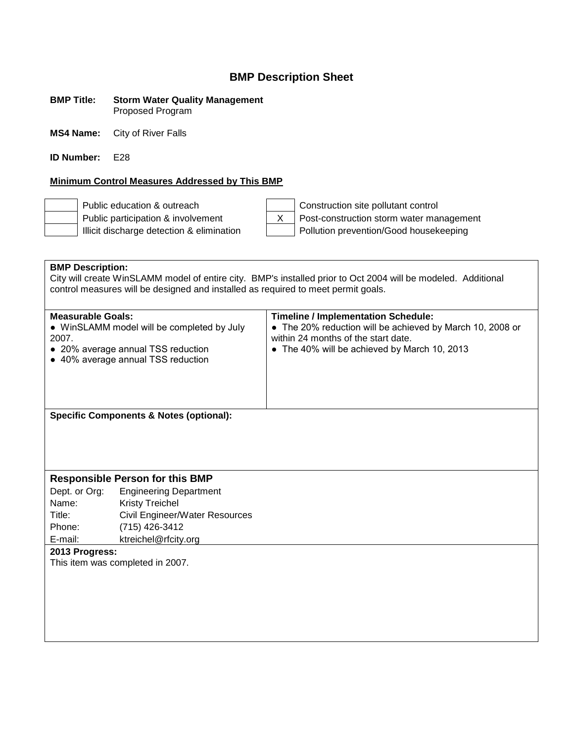# BMP Description Sheet

**BMP Title:** **Storm Water Quality Management**
Proposed Program

**MS4 Name:** City of River Falls

**ID Number:** E28

**Minimum Control Measures Addressed by This BMP**

| | | | |
|---|---|---|---|
| | Public education & outreach | | Construction site pollutant control |
| | Public participation & involvement | X | Post-construction storm water management |
| | Illicit discharge detection & elimination | | Pollution prevention/Good housekeeping |

**BMP Description:**
City will create WinSLAMM model of entire city. BMP's installed prior to Oct 2004 will be modeled. Additional control measures will be designed and installed as required to meet permit goals.

| **Measurable Goals:** | **Timeline / Implementation Schedule:** |
|---|---|
| ● WinSLAMM model will be completed by July 2007.<br>● 20% average annual TSS reduction<br>● 40% average annual TSS reduction | ● The 20% reduction will be achieved by March 10, 2008 or within 24 months of the start date.<br>● The 40% will be achieved by March 10, 2013 |

**Specific Components & Notes (optional):**

## Responsible Person for this BMP

Dept. or Org: Engineering Department
Name: Kristy Treichel
Title: Civil Engineer/Water Resources
Phone: (715) 426-3412
E-mail: ktreichel@rfcity.org

**2013 Progress:**
This item was completed in 2007.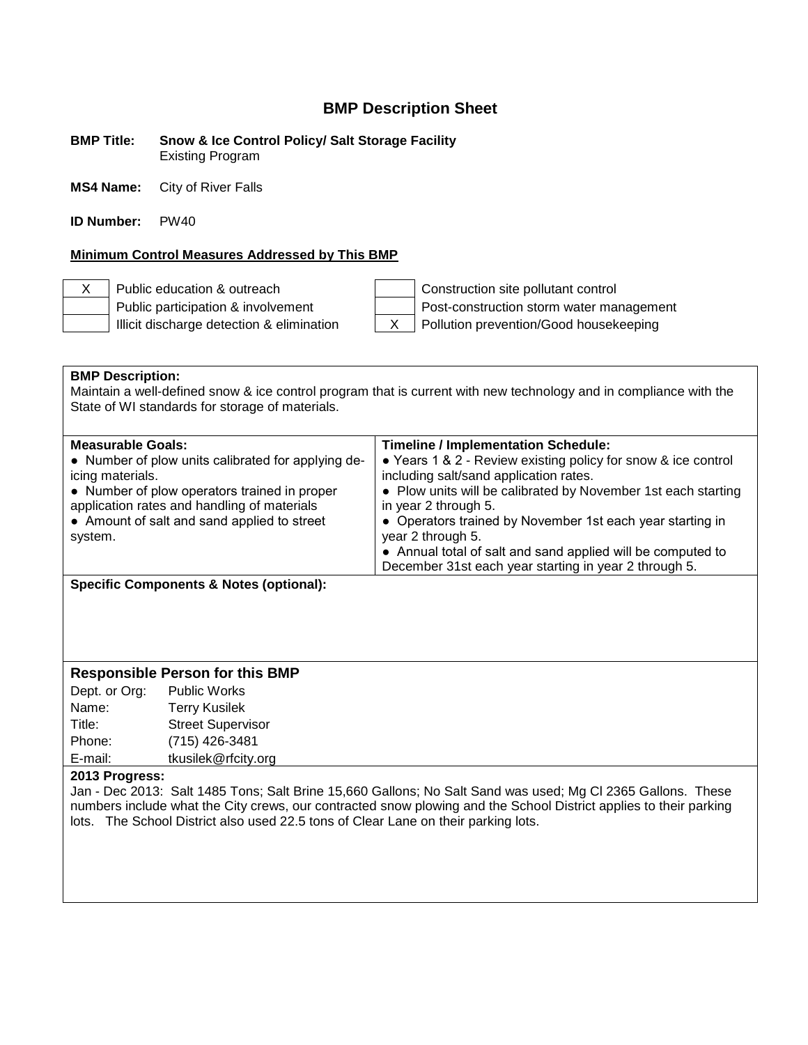# BMP Description Sheet

**BMP Title:** **Snow & Ice Control Policy/ Salt Storage Facility**
Existing Program

**MS4 Name:** City of River Falls

**ID Number:** PW40

**Minimum Control Measures Addressed by This BMP**

| | | | |
|---|---|---|---|
| X | Public education & outreach | | Construction site pollutant control |
| | Public participation & involvement | | Post-construction storm water management |
| | Illicit discharge detection & elimination | X | Pollution prevention/Good housekeeping |

**BMP Description:**
Maintain a well-defined snow & ice control program that is current with new technology and in compliance with the State of WI standards for storage of materials.

| **Measurable Goals:** | **Timeline / Implementation Schedule:** |
|---|---|
| ● Number of plow units calibrated for applying de-icing materials.<br>● Number of plow operators trained in proper application rates and handling of materials<br>● Amount of salt and sand applied to street system. | ● Years 1 & 2 - Review existing policy for snow & ice control including salt/sand application rates.<br>● Plow units will be calibrated by November 1st each starting in year 2 through 5.<br>● Operators trained by November 1st each year starting in year 2 through 5.<br>● Annual total of salt and sand applied will be computed to December 31st each year starting in year 2 through 5. |

**Specific Components & Notes (optional):**

**Responsible Person for this BMP**

| | |
|---|---|
| Dept. or Org: | Public Works |
| Name: | Terry Kusilek |
| Title: | Street Supervisor |
| Phone: | (715) 426-3481 |
| E-mail: | tkusilek@rfcity.org |

**2013 Progress:**
Jan - Dec 2013: Salt 1485 Tons; Salt Brine 15,660 Gallons; No Salt Sand was used; Mg Cl 2365 Gallons. These numbers include what the City crews, our contracted snow plowing and the School District applies to their parking lots. The School District also used 22.5 tons of Clear Lane on their parking lots.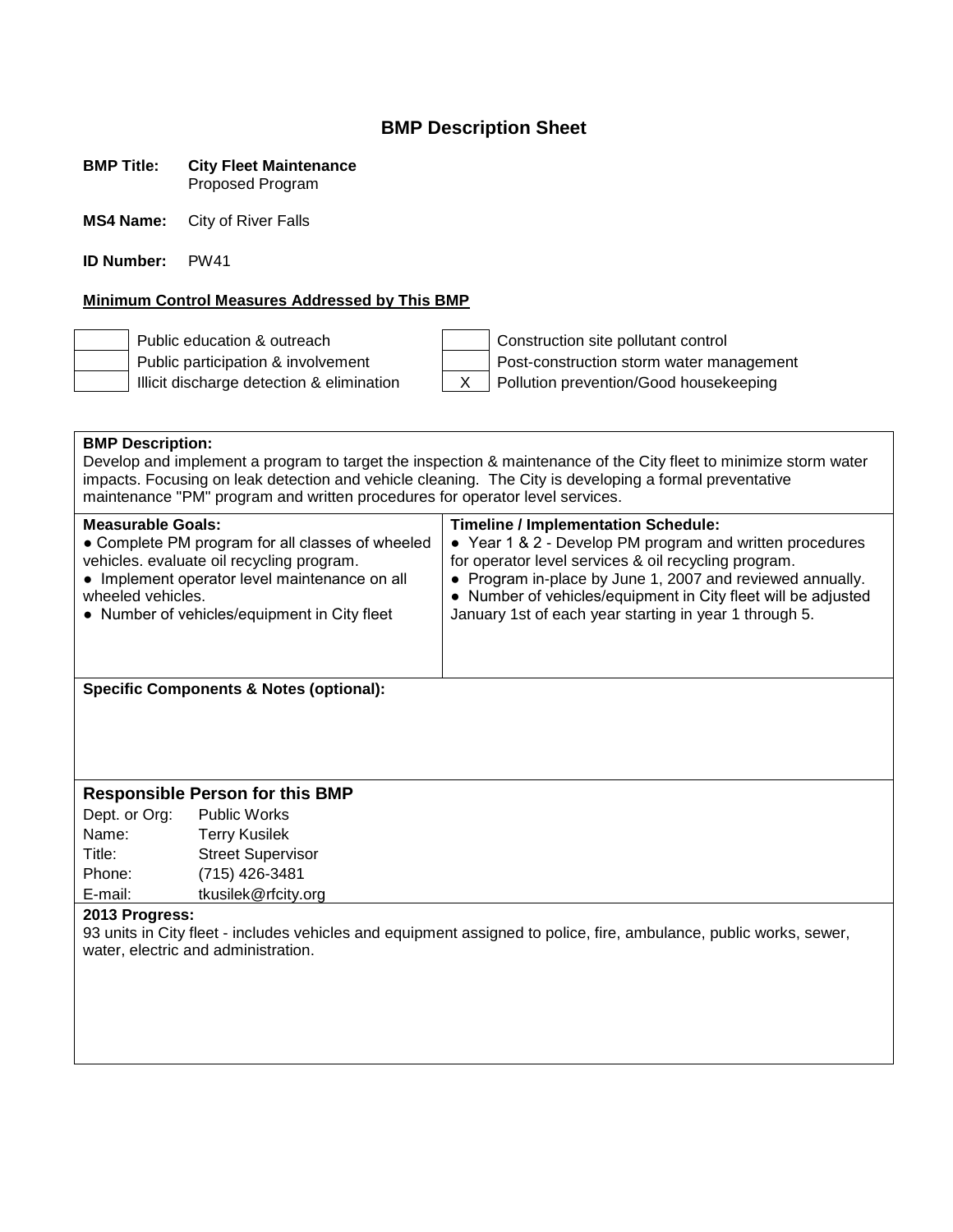# BMP Description Sheet

**BMP Title:** **City Fleet Maintenance**
Proposed Program

**MS4 Name:** City of River Falls

**ID Number:** PW41

**Minimum Control Measures Addressed by This BMP**

| | | | |
|---|---|---|---|
| | Public education & outreach | | Construction site pollutant control |
| | Public participation & involvement | | Post-construction storm water management |
| | Illicit discharge detection & elimination | X | Pollution prevention/Good housekeeping |

**BMP Description:**
Develop and implement a program to target the inspection & maintenance of the City fleet to minimize storm water impacts. Focusing on leak detection and vehicle cleaning. The City is developing a formal preventative maintenance "PM" program and written procedures for operator level services.

| **Measurable Goals:** | **Timeline / Implementation Schedule:** |
|---|---|
| ● Complete PM program for all classes of wheeled vehicles. evaluate oil recycling program.<br>● Implement operator level maintenance on all wheeled vehicles.<br>● Number of vehicles/equipment in City fleet | ● Year 1 & 2 - Develop PM program and written procedures for operator level services & oil recycling program.<br>● Program in-place by June 1, 2007 and reviewed annually.<br>● Number of vehicles/equipment in City fleet will be adjusted January 1st of each year starting in year 1 through 5. |

**Specific Components & Notes (optional):**

### Responsible Person for this BMP

| | |
|---|---|
| Dept. or Org: | Public Works |
| Name: | Terry Kusilek |
| Title: | Street Supervisor |
| Phone: | (715) 426-3481 |
| E-mail: | tkusilek@rfcity.org |

**2013 Progress:**
93 units in City fleet - includes vehicles and equipment assigned to police, fire, ambulance, public works, sewer, water, electric and administration.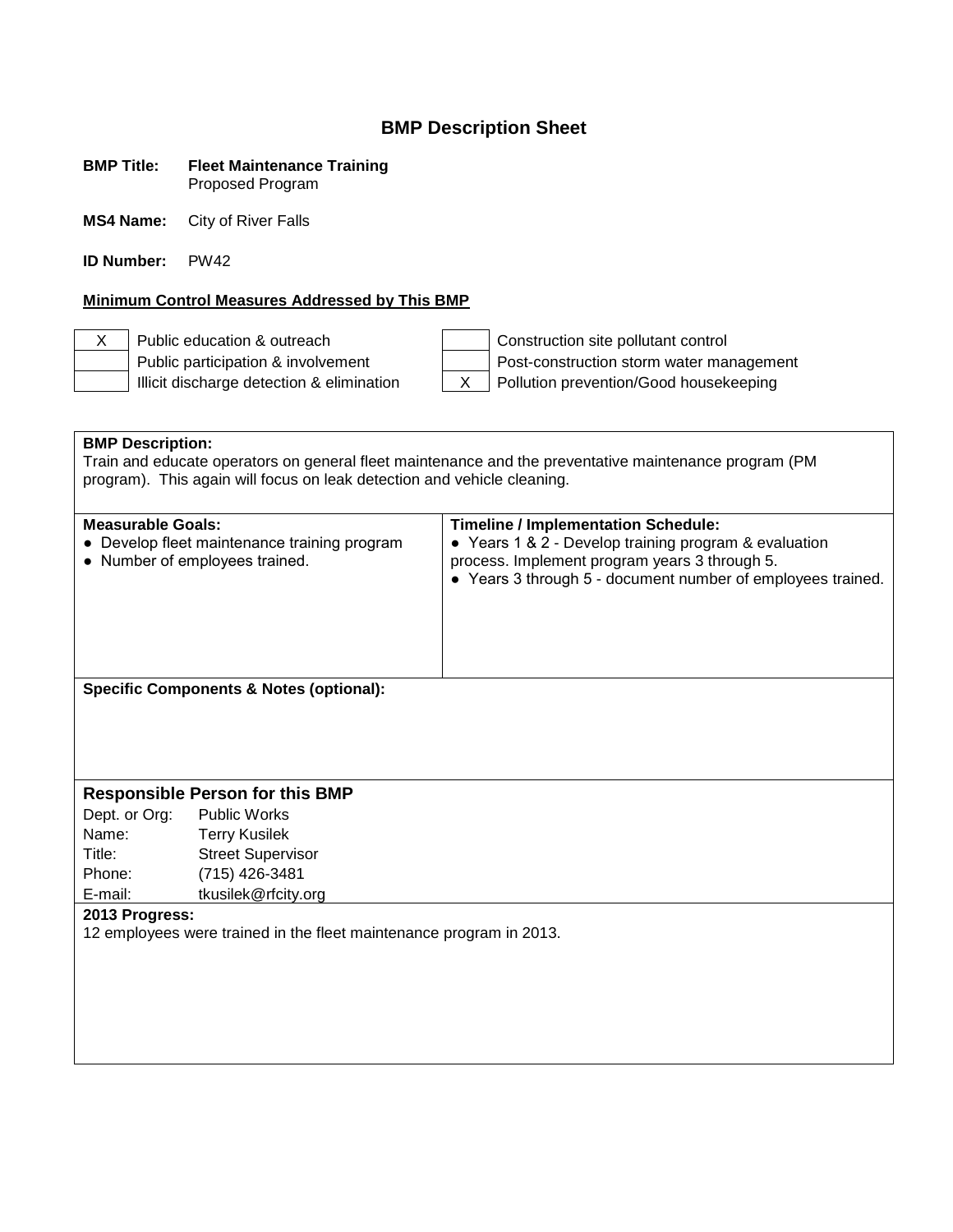## BMP Description Sheet

**BMP Title:** **Fleet Maintenance Training**
Proposed Program

**MS4 Name:** City of River Falls

**ID Number:** PW42

**Minimum Control Measures Addressed by This BMP**

| | | | |
|---|---|---|---|
| X | Public education & outreach | | Construction site pollutant control |
| | Public participation & involvement | | Post-construction storm water management |
| | Illicit discharge detection & elimination | X | Pollution prevention/Good housekeeping |

**BMP Description:**
Train and educate operators on general fleet maintenance and the preventative maintenance program (PM program). This again will focus on leak detection and vehicle cleaning.

| Measurable Goals: | Timeline / Implementation Schedule: |
|---|---|
| • Develop fleet maintenance training program<br>• Number of employees trained. | • Years 1 & 2 - Develop training program & evaluation process. Implement program years 3 through 5.<br>• Years 3 through 5 - document number of employees trained. |

**Specific Components & Notes (optional):**

### Responsible Person for this BMP

| | |
|---|---|
| Dept. or Org: | Public Works |
| Name: | Terry Kusilek |
| Title: | Street Supervisor |
| Phone: | (715) 426-3481 |
| E-mail: | tkusilek@rfcity.org |

**2013 Progress:**
12 employees were trained in the fleet maintenance program in 2013.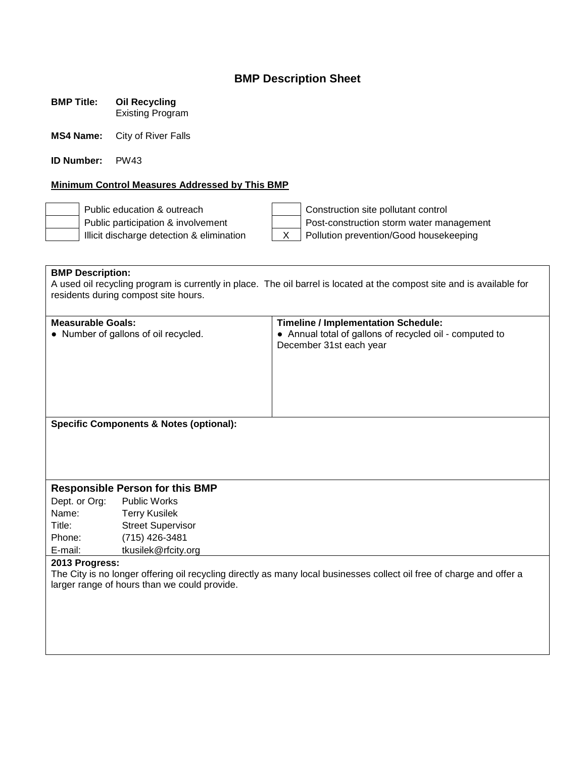# BMP Description Sheet

**BMP Title:** **Oil Recycling**
Existing Program

**MS4 Name:** City of River Falls

**ID Number:** PW43

**Minimum Control Measures Addressed by This BMP**

| | | | |
|---|---|---|---|
| | Public education & outreach | | Construction site pollutant control |
| | Public participation & involvement | | Post-construction storm water management |
| | Illicit discharge detection & elimination | X | Pollution prevention/Good housekeeping |

**BMP Description:**
A used oil recycling program is currently in place. The oil barrel is located at the compost site and is available for residents during compost site hours.

| **Measurable Goals:** | **Timeline / Implementation Schedule:** |
|---|---|
| ● Number of gallons of oil recycled. | ● Annual total of gallons of recycled oil - computed to December 31st each year |

**Specific Components & Notes (optional):**

### Responsible Person for this BMP

| | |
|---|---|
| Dept. or Org: | Public Works |
| Name: | Terry Kusilek |
| Title: | Street Supervisor |
| Phone: | (715) 426-3481 |
| E-mail: | tkusilek@rfcity.org |

**2013 Progress:**
The City is no longer offering oil recycling directly as many local businesses collect oil free of charge and offer a larger range of hours than we could provide.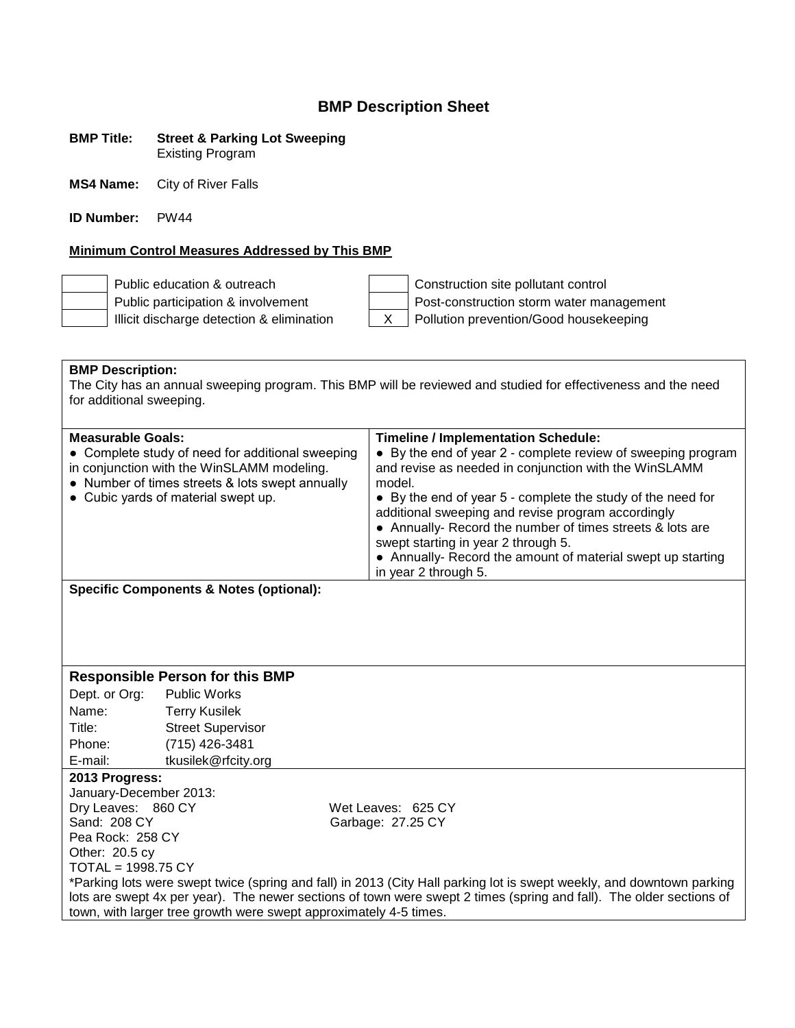# BMP Description Sheet

**BMP Title:** **Street & Parking Lot Sweeping**
Existing Program

**MS4 Name:** City of River Falls

**ID Number:** PW44

**Minimum Control Measures Addressed by This BMP**

| | | | |
|---|---|---|---|
| | Public education & outreach | | Construction site pollutant control |
| | Public participation & involvement | | Post-construction storm water management |
| | Illicit discharge detection & elimination | X | Pollution prevention/Good housekeeping |

**BMP Description:**
The City has an annual sweeping program. This BMP will be reviewed and studied for effectiveness and the need for additional sweeping.

| **Measurable Goals:** | **Timeline / Implementation Schedule:** |
|---|---|
| ● Complete study of need for additional sweeping in conjunction with the WinSLAMM modeling.<br>● Number of times streets & lots swept annually<br>● Cubic yards of material swept up. | ● By the end of year 2 - complete review of sweeping program and revise as needed in conjunction with the WinSLAMM model.<br>● By the end of year 5 - complete the study of the need for additional sweeping and revise program accordingly<br>● Annually- Record the number of times streets & lots are swept starting in year 2 through 5.<br>● Annually- Record the amount of material swept up starting in year 2 through 5. |

**Specific Components & Notes (optional):**

### Responsible Person for this BMP

| | |
|---|---|
| Dept. or Org: | Public Works |
| Name: | Terry Kusilek |
| Title: | Street Supervisor |
| Phone: | (715) 426-3481 |
| E-mail: | tkusilek@rfcity.org |

**2013 Progress:**
January-December 2013:
Dry Leaves: 860 CY
Wet Leaves: 625 CY
Sand: 208 CY
Garbage: 27.25 CY
Pea Rock: 258 CY
Other: 20.5 cy
TOTAL = 1998.75 CY

*Parking lots were swept twice (spring and fall) in 2013 (City Hall parking lot is swept weekly, and downtown parking lots are swept 4x per year). The newer sections of town were swept 2 times (spring and fall). The older sections of town, with larger tree growth were swept approximately 4-5 times.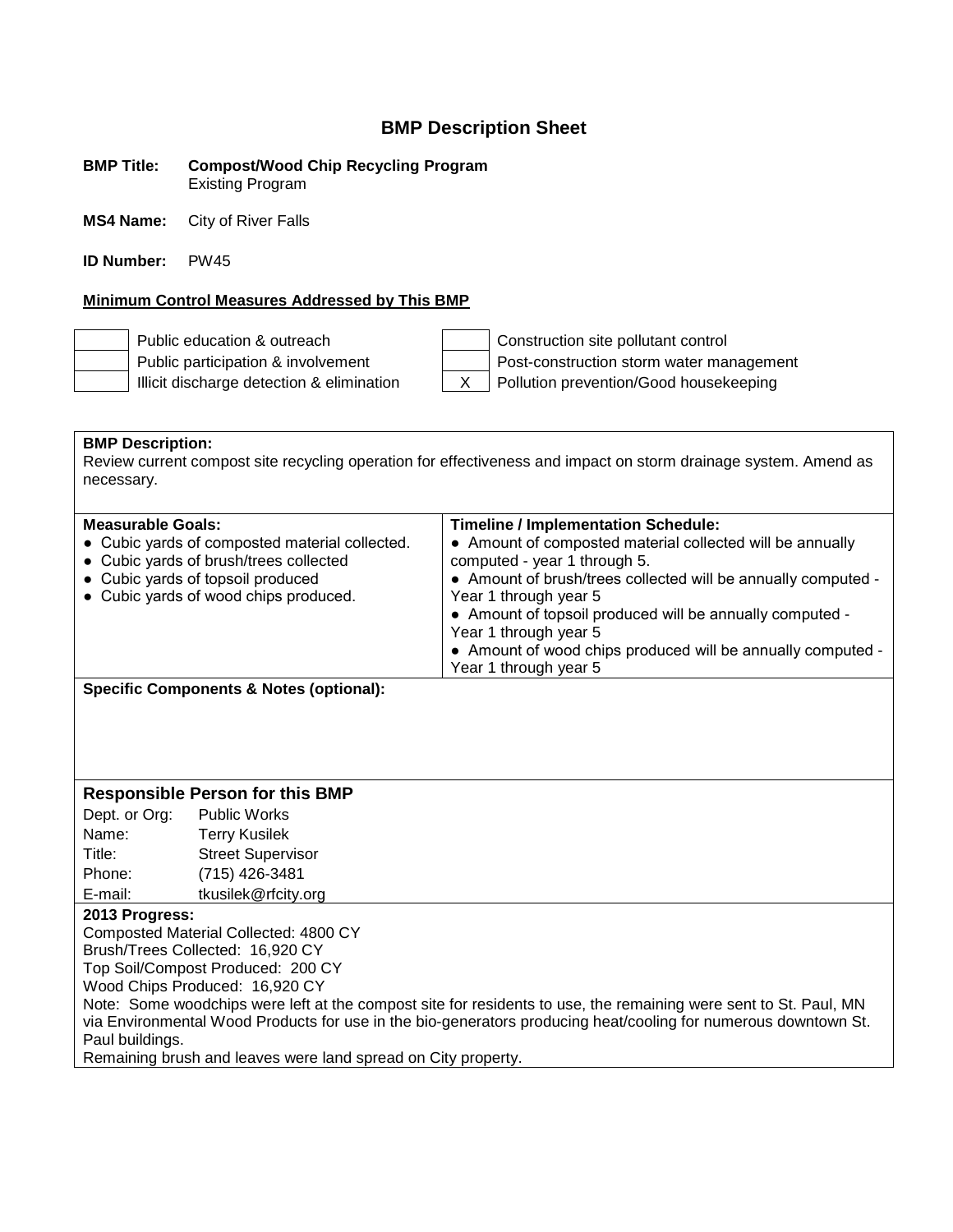## BMP Description Sheet

**BMP Title:** **Compost/Wood Chip Recycling Program**
Existing Program

**MS4 Name:** City of River Falls

**ID Number:** PW45

**Minimum Control Measures Addressed by This BMP**

| | | | |
|---|---|---|---|
| | Public education & outreach | | Construction site pollutant control |
| | Public participation & involvement | | Post-construction storm water management |
| | Illicit discharge detection & elimination | X | Pollution prevention/Good housekeeping |

**BMP Description:**
Review current compost site recycling operation for effectiveness and impact on storm drainage system. Amend as necessary.

| **Measurable Goals:** | **Timeline / Implementation Schedule:** |
|---|---|
| ● Cubic yards of composted material collected.<br>● Cubic yards of brush/trees collected<br>● Cubic yards of topsoil produced<br>● Cubic yards of wood chips produced. | ● Amount of composted material collected will be annually computed - year 1 through 5.<br>● Amount of brush/trees collected will be annually computed - Year 1 through year 5<br>● Amount of topsoil produced will be annually computed - Year 1 through year 5<br>● Amount of wood chips produced will be annually computed - Year 1 through year 5 |

**Specific Components & Notes (optional):**

### Responsible Person for this BMP

| | |
|---|---|
| Dept. or Org: | Public Works |
| Name: | Terry Kusilek |
| Title: | Street Supervisor |
| Phone: | (715) 426-3481 |
| E-mail: | tkusilek@rfcity.org |

**2013 Progress:**
Composted Material Collected: 4800 CY
Brush/Trees Collected: 16,920 CY
Top Soil/Compost Produced: 200 CY
Wood Chips Produced: 16,920 CY
Note: Some woodchips were left at the compost site for residents to use, the remaining were sent to St. Paul, MN via Environmental Wood Products for use in the bio-generators producing heat/cooling for numerous downtown St. Paul buildings.
Remaining brush and leaves were land spread on City property.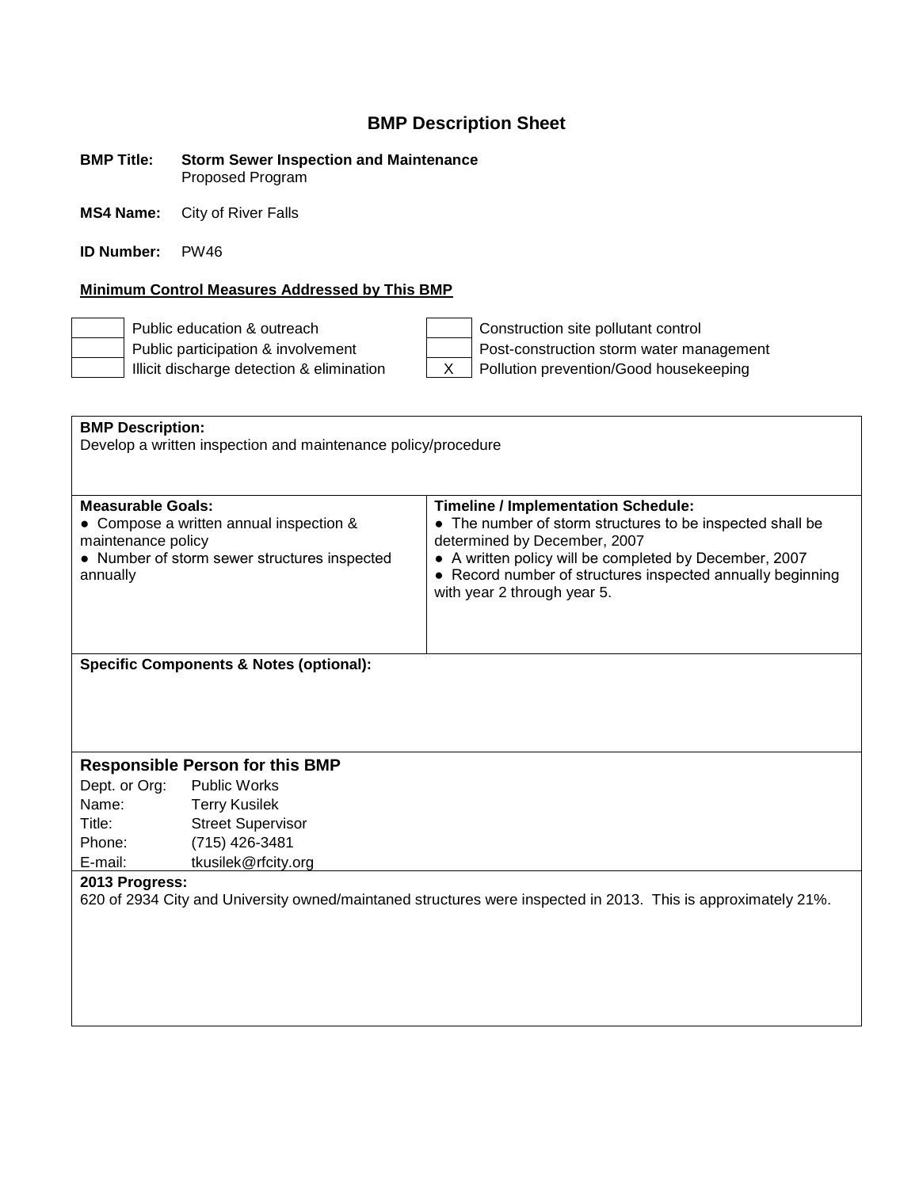# BMP Description Sheet

**BMP Title:** **Storm Sewer Inspection and Maintenance**
Proposed Program

**MS4 Name:** City of River Falls

**ID Number:** PW46

**Minimum Control Measures Addressed by This BMP**

| | | | |
|---|---|---|---|
| | Public education & outreach | | Construction site pollutant control |
| | Public participation & involvement | | Post-construction storm water management |
| | Illicit discharge detection & elimination | X | Pollution prevention/Good housekeeping |

**BMP Description:**
Develop a written inspection and maintenance policy/procedure

| **Measurable Goals:** | **Timeline / Implementation Schedule:** |
|---|---|
| ● Compose a written annual inspection & maintenance policy<br>● Number of storm sewer structures inspected annually | ● The number of storm structures to be inspected shall be determined by December, 2007<br>● A written policy will be completed by December, 2007<br>● Record number of structures inspected annually beginning with year 2 through year 5. |

**Specific Components & Notes (optional):**

## Responsible Person for this BMP

| | |
|---|---|
| Dept. or Org: | Public Works |
| Name: | Terry Kusilek |
| Title: | Street Supervisor |
| Phone: | (715) 426-3481 |
| E-mail: | tkusilek@rfcity.org |

**2013 Progress:**
620 of 2934 City and University owned/maintaned structures were inspected in 2013. This is approximately 21%.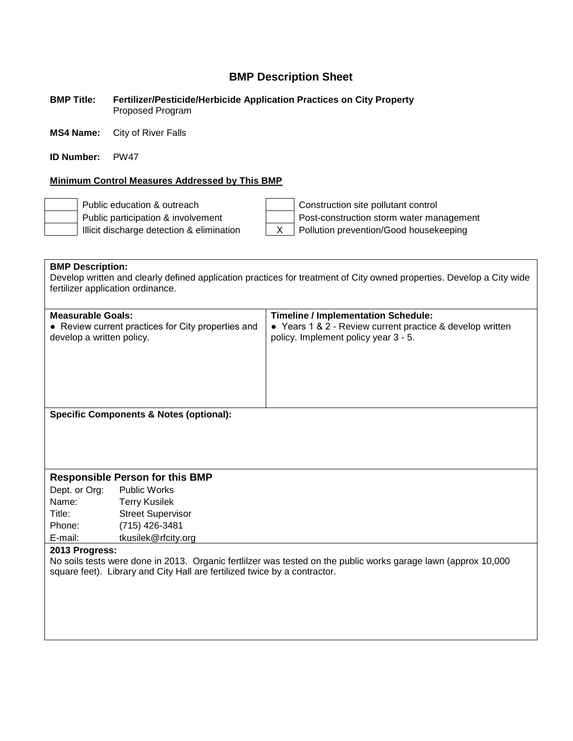# BMP Description Sheet

**BMP Title:** **Fertilizer/Pesticide/Herbicide Application Practices on City Property**
Proposed Program

**MS4 Name:** City of River Falls

**ID Number:** PW47

**Minimum Control Measures Addressed by This BMP**

| | | | |
|---|---|---|---|
| | Public education & outreach | | Construction site pollutant control |
| | Public participation & involvement | | Post-construction storm water management |
| | Illicit discharge detection & elimination | X | Pollution prevention/Good housekeeping |

**BMP Description:**
Develop written and clearly defined application practices for treatment of City owned properties. Develop a City wide fertilizer application ordinance.

| **Measurable Goals:** | **Timeline / Implementation Schedule:** |
|---|---|
| ● Review current practices for City properties and develop a written policy. | ● Years 1 & 2 - Review current practice & develop written policy. Implement policy year 3 - 5. |

**Specific Components & Notes (optional):**

## Responsible Person for this BMP

| | |
|---|---|
| Dept. or Org: | Public Works |
| Name: | Terry Kusilek |
| Title: | Street Supervisor |
| Phone: | (715) 426-3481 |
| E-mail: | tkusilek@rfcity.org |

**2013 Progress:**
No soils tests were done in 2013. Organic fertlilzer was tested on the public works garage lawn (approx 10,000 square feet). Library and City Hall are fertilized twice by a contractor.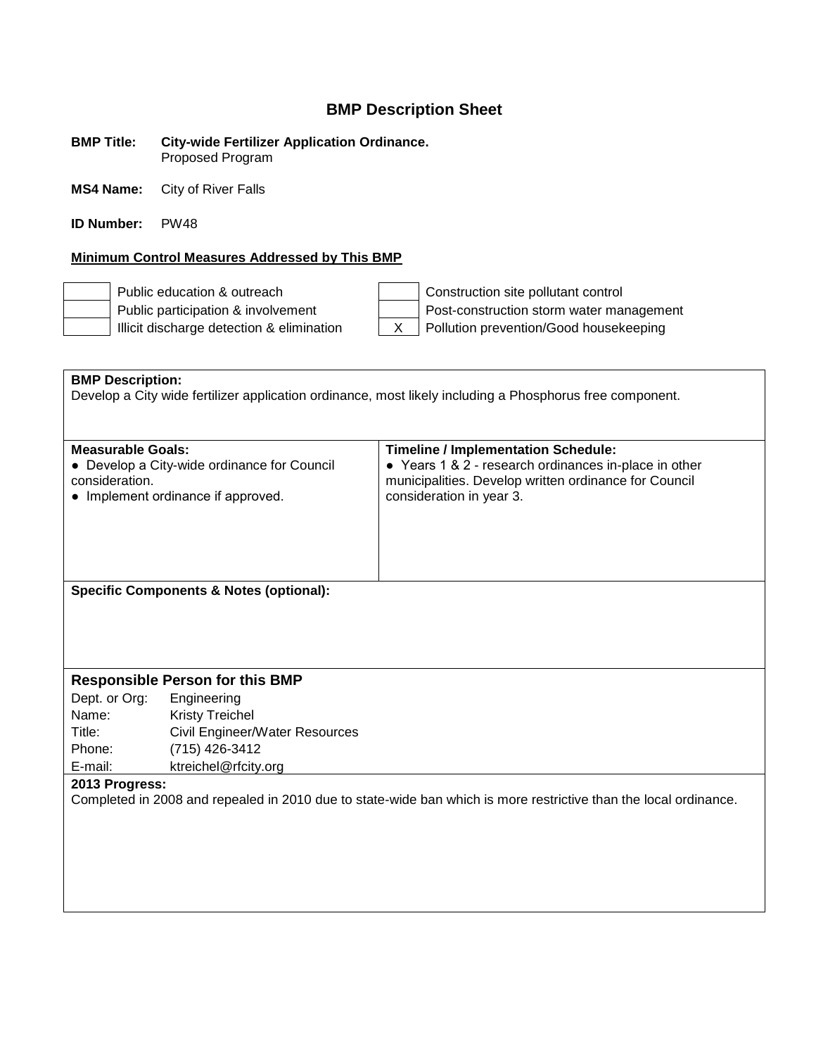## BMP Description Sheet

**BMP Title:** **City-wide Fertilizer Application Ordinance.**
Proposed Program

**MS4 Name:** City of River Falls

**ID Number:** PW48

**Minimum Control Measures Addressed by This BMP**

| | | | |
|---|---|---|---|
| | Public education & outreach | | Construction site pollutant control |
| | Public participation & involvement | | Post-construction storm water management |
| | Illicit discharge detection & elimination | X | Pollution prevention/Good housekeeping |

**BMP Description:**
Develop a City wide fertilizer application ordinance, most likely including a Phosphorus free component.

| **Measurable Goals:** | **Timeline / Implementation Schedule:** |
|---|---|
| ● Develop a City-wide ordinance for Council consideration.<br>● Implement ordinance if approved. | ● Years 1 & 2 - research ordinances in-place in other municipalities. Develop written ordinance for Council consideration in year 3. |

**Specific Components & Notes (optional):**

### Responsible Person for this BMP

| | |
|---|---|
| Dept. or Org: | Engineering |
| Name: | Kristy Treichel |
| Title: | Civil Engineer/Water Resources |
| Phone: | (715) 426-3412 |
| E-mail: | ktreichel@rfcity.org |

**2013 Progress:**
Completed in 2008 and repealed in 2010 due to state-wide ban which is more restrictive than the local ordinance.